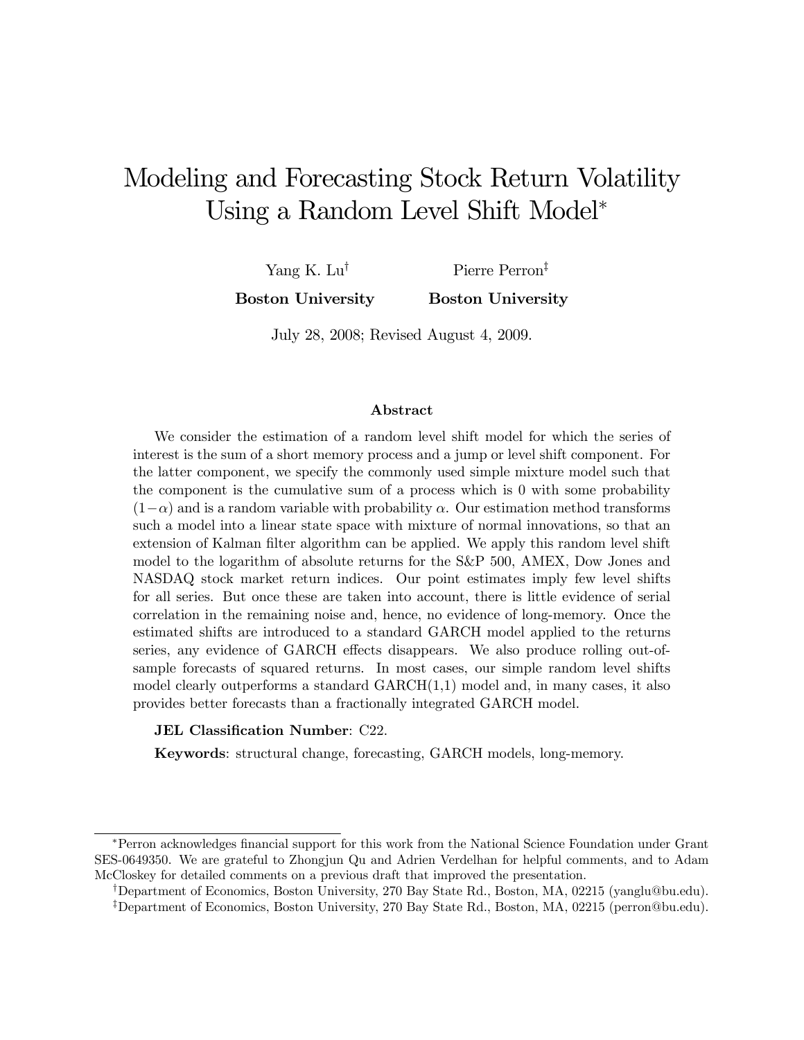# Modeling and Forecasting Stock Return Volatility Using a Random Level Shift Model[*]

Yang K. Lu[†] — **Boston University**

Pierre Perron[‡] — **Boston University**

July 28, 2008; Revised August 4, 2009.

### Abstract

We consider the estimation of a random level shift model for which the series of interest is the sum of a short memory process and a jump or level shift component. For the latter component, we specify the commonly used simple mixture model such that the component is the cumulative sum of a process which is 0 with some probability $(1-\alpha)$ and is a random variable with probability $\alpha$. Our estimation method transforms such a model into a linear state space with mixture of normal innovations, so that an extension of Kalman filter algorithm can be applied. We apply this random level shift model to the logarithm of absolute returns for the S&P 500, AMEX, Dow Jones and NASDAQ stock market return indices. Our point estimates imply few level shifts for all series. But once these are taken into account, there is little evidence of serial correlation in the remaining noise and, hence, no evidence of long-memory. Once the estimated shifts are introduced to a standard GARCH model applied to the returns series, any evidence of GARCH effects disappears. We also produce rolling out-of-sample forecasts of squared returns. In most cases, our simple random level shifts model clearly outperforms a standard GARCH(1,1) model and, in many cases, it also provides better forecasts than a fractionally integrated GARCH model.

**JEL Classification Number**: C22.

**Keywords**: structural change, forecasting, GARCH models, long-memory.

---

[*] Perron acknowledges financial support for this work from the National Science Foundation under Grant SES-0649350. We are grateful to Zhongjun Qu and Adrien Verdelhan for helpful comments, and to Adam McCloskey for detailed comments on a previous draft that improved the presentation.

[†] Department of Economics, Boston University, 270 Bay State Rd., Boston, MA, 02215 (yanglu@bu.edu).

[‡] Department of Economics, Boston University, 270 Bay State Rd., Boston, MA, 02215 (perron@bu.edu).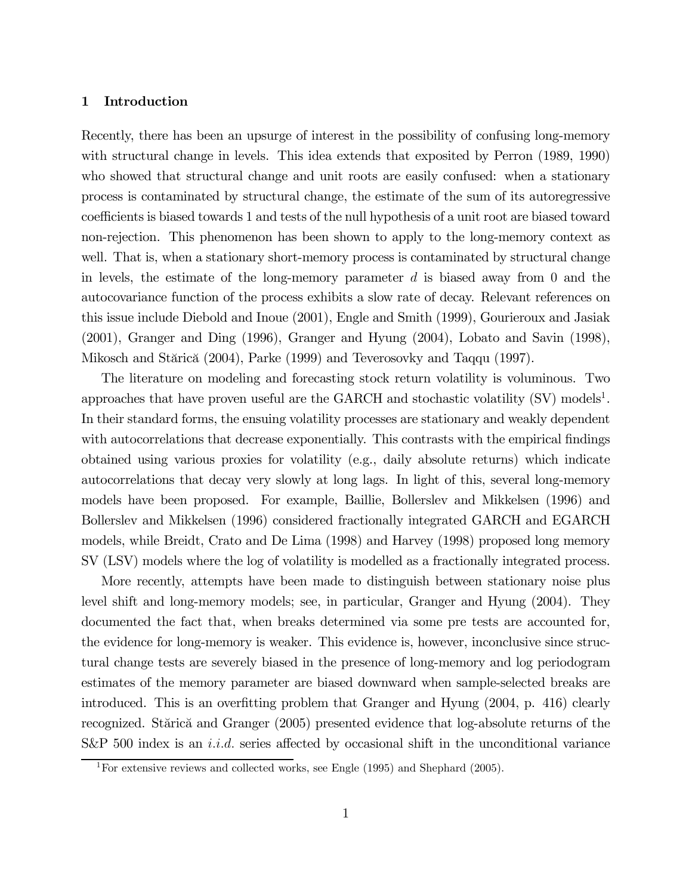## 1 Introduction

Recently, there has been an upsurge of interest in the possibility of confusing long-memory with structural change in levels. This idea extends that exposited by Perron (1989, 1990) who showed that structural change and unit roots are easily confused: when a stationary process is contaminated by structural change, the estimate of the sum of its autoregressive coefficients is biased towards 1 and tests of the null hypothesis of a unit root are biased toward non-rejection. This phenomenon has been shown to apply to the long-memory context as well. That is, when a stationary short-memory process is contaminated by structural change in levels, the estimate of the long-memory parameter $d$ is biased away from 0 and the autocovariance function of the process exhibits a slow rate of decay. Relevant references on this issue include Diebold and Inoue (2001), Engle and Smith (1999), Gourieroux and Jasiak (2001), Granger and Ding (1996), Granger and Hyung (2004), Lobato and Savin (1998), Mikosch and Stărică (2004), Parke (1999) and Teverosovky and Taqqu (1997).

The literature on modeling and forecasting stock return volatility is voluminous. Two approaches that have proven useful are the GARCH and stochastic volatility (SV) models[1]. In their standard forms, the ensuing volatility processes are stationary and weakly dependent with autocorrelations that decrease exponentially. This contrasts with the empirical findings obtained using various proxies for volatility (e.g., daily absolute returns) which indicate autocorrelations that decay very slowly at long lags. In light of this, several long-memory models have been proposed. For example, Baillie, Bollerslev and Mikkelsen (1996) and Bollerslev and Mikkelsen (1996) considered fractionally integrated GARCH and EGARCH models, while Breidt, Crato and De Lima (1998) and Harvey (1998) proposed long memory SV (LSV) models where the log of volatility is modelled as a fractionally integrated process.

More recently, attempts have been made to distinguish between stationary noise plus level shift and long-memory models; see, in particular, Granger and Hyung (2004). They documented the fact that, when breaks determined via some pre tests are accounted for, the evidence for long-memory is weaker. This evidence is, however, inconclusive since structural change tests are severely biased in the presence of long-memory and log periodogram estimates of the memory parameter are biased downward when sample-selected breaks are introduced. This is an overfitting problem that Granger and Hyung (2004, p. 416) clearly recognized. Stărică and Granger (2005) presented evidence that log-absolute returns of the S&P 500 index is an *i.i.d.* series affected by occasional shift in the unconditional variance

[1] For extensive reviews and collected works, see Engle (1995) and Shephard (2005).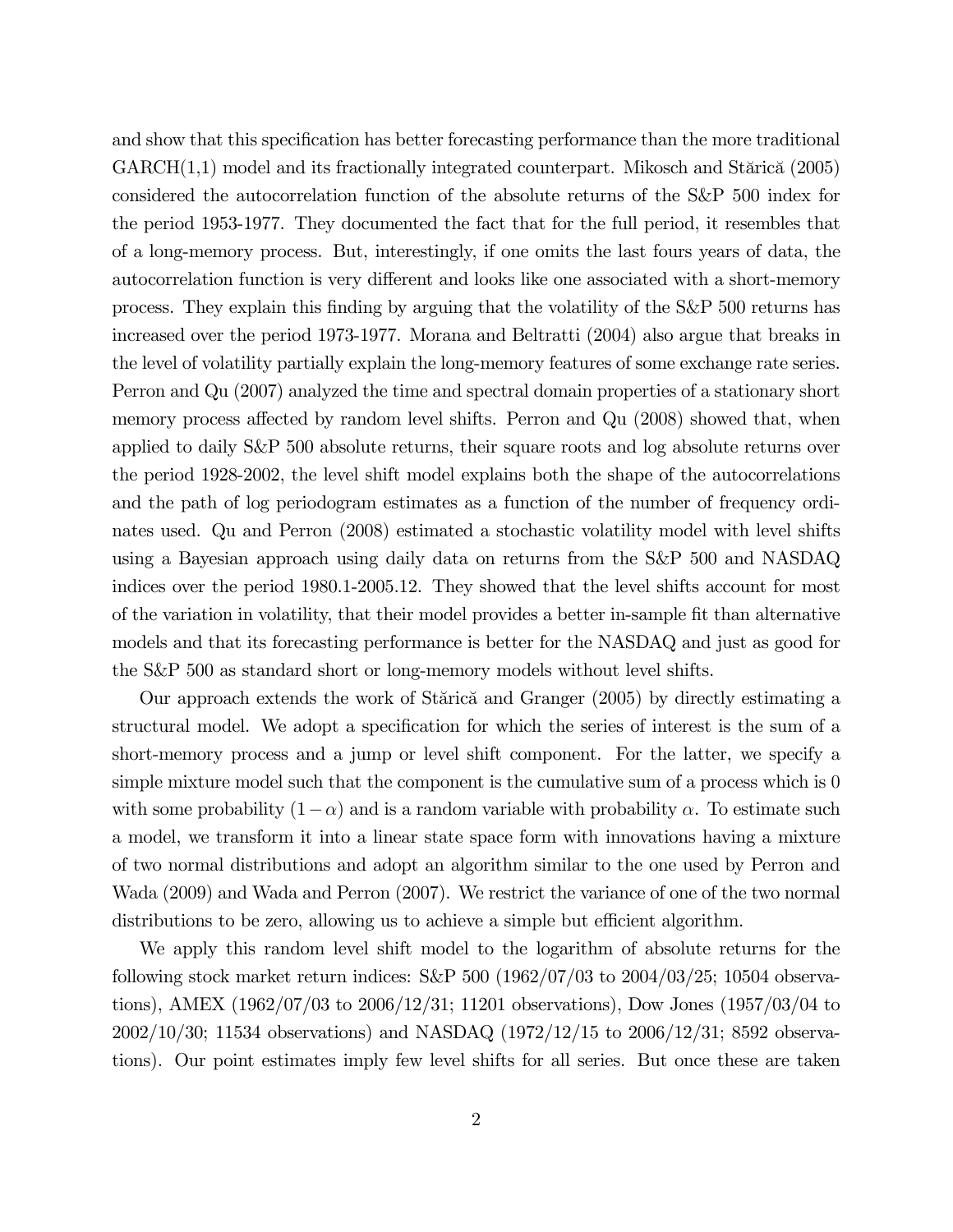and show that this specification has better forecasting performance than the more traditional GARCH(1,1) model and its fractionally integrated counterpart. Mikosch and Stărică (2005) considered the autocorrelation function of the absolute returns of the S&P 500 index for the period 1953-1977. They documented the fact that for the full period, it resembles that of a long-memory process. But, interestingly, if one omits the last fours years of data, the autocorrelation function is very different and looks like one associated with a short-memory process. They explain this finding by arguing that the volatility of the S&P 500 returns has increased over the period 1973-1977. Morana and Beltratti (2004) also argue that breaks in the level of volatility partially explain the long-memory features of some exchange rate series. Perron and Qu (2007) analyzed the time and spectral domain properties of a stationary short memory process affected by random level shifts. Perron and Qu (2008) showed that, when applied to daily S&P 500 absolute returns, their square roots and log absolute returns over the period 1928-2002, the level shift model explains both the shape of the autocorrelations and the path of log periodogram estimates as a function of the number of frequency ordinates used. Qu and Perron (2008) estimated a stochastic volatility model with level shifts using a Bayesian approach using daily data on returns from the S&P 500 and NASDAQ indices over the period 1980.1-2005.12. They showed that the level shifts account for most of the variation in volatility, that their model provides a better in-sample fit than alternative models and that its forecasting performance is better for the NASDAQ and just as good for the S&P 500 as standard short or long-memory models without level shifts.

Our approach extends the work of Stărică and Granger (2005) by directly estimating a structural model. We adopt a specification for which the series of interest is the sum of a short-memory process and a jump or level shift component. For the latter, we specify a simple mixture model such that the component is the cumulative sum of a process which is 0 with some probability $(1-\alpha)$ and is a random variable with probability $\alpha$. To estimate such a model, we transform it into a linear state space form with innovations having a mixture of two normal distributions and adopt an algorithm similar to the one used by Perron and Wada (2009) and Wada and Perron (2007). We restrict the variance of one of the two normal distributions to be zero, allowing us to achieve a simple but efficient algorithm.

We apply this random level shift model to the logarithm of absolute returns for the following stock market return indices: S&P 500 (1962/07/03 to 2004/03/25; 10504 observations), AMEX (1962/07/03 to 2006/12/31; 11201 observations), Dow Jones (1957/03/04 to 2002/10/30; 11534 observations) and NASDAQ (1972/12/15 to 2006/12/31; 8592 observations). Our point estimates imply few level shifts for all series. But once these are taken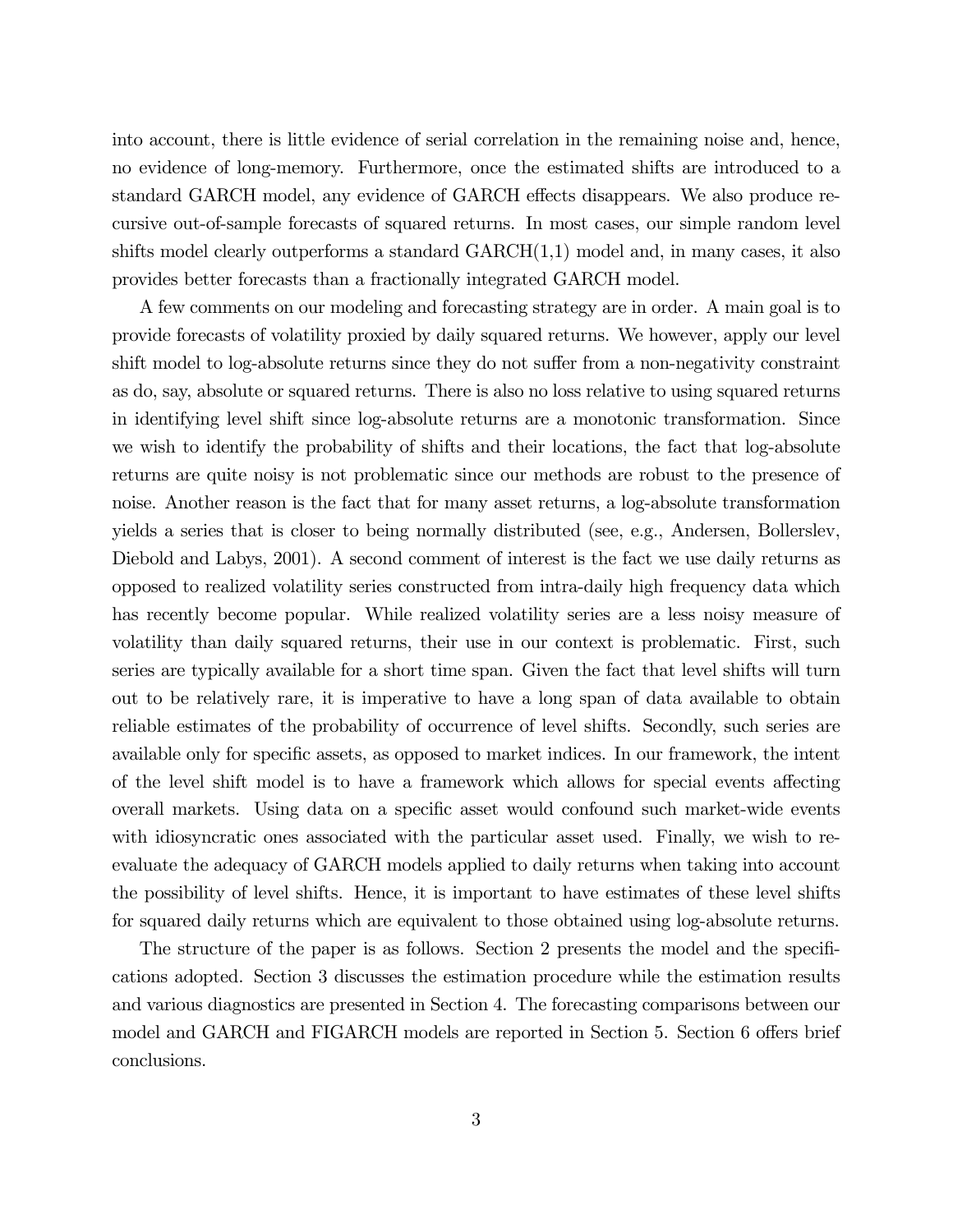into account, there is little evidence of serial correlation in the remaining noise and, hence, no evidence of long-memory. Furthermore, once the estimated shifts are introduced to a standard GARCH model, any evidence of GARCH effects disappears. We also produce recursive out-of-sample forecasts of squared returns. In most cases, our simple random level shifts model clearly outperforms a standard GARCH(1,1) model and, in many cases, it also provides better forecasts than a fractionally integrated GARCH model.

A few comments on our modeling and forecasting strategy are in order. A main goal is to provide forecasts of volatility proxied by daily squared returns. We however, apply our level shift model to log-absolute returns since they do not suffer from a non-negativity constraint as do, say, absolute or squared returns. There is also no loss relative to using squared returns in identifying level shift since log-absolute returns are a monotonic transformation. Since we wish to identify the probability of shifts and their locations, the fact that log-absolute returns are quite noisy is not problematic since our methods are robust to the presence of noise. Another reason is the fact that for many asset returns, a log-absolute transformation yields a series that is closer to being normally distributed (see, e.g., Andersen, Bollerslev, Diebold and Labys, 2001). A second comment of interest is the fact we use daily returns as opposed to realized volatility series constructed from intra-daily high frequency data which has recently become popular. While realized volatility series are a less noisy measure of volatility than daily squared returns, their use in our context is problematic. First, such series are typically available for a short time span. Given the fact that level shifts will turn out to be relatively rare, it is imperative to have a long span of data available to obtain reliable estimates of the probability of occurrence of level shifts. Secondly, such series are available only for specific assets, as opposed to market indices. In our framework, the intent of the level shift model is to have a framework which allows for special events affecting overall markets. Using data on a specific asset would confound such market-wide events with idiosyncratic ones associated with the particular asset used. Finally, we wish to re-evaluate the adequacy of GARCH models applied to daily returns when taking into account the possibility of level shifts. Hence, it is important to have estimates of these level shifts for squared daily returns which are equivalent to those obtained using log-absolute returns.

The structure of the paper is as follows. Section 2 presents the model and the specifications adopted. Section 3 discusses the estimation procedure while the estimation results and various diagnostics are presented in Section 4. The forecasting comparisons between our model and GARCH and FIGARCH models are reported in Section 5. Section 6 offers brief conclusions.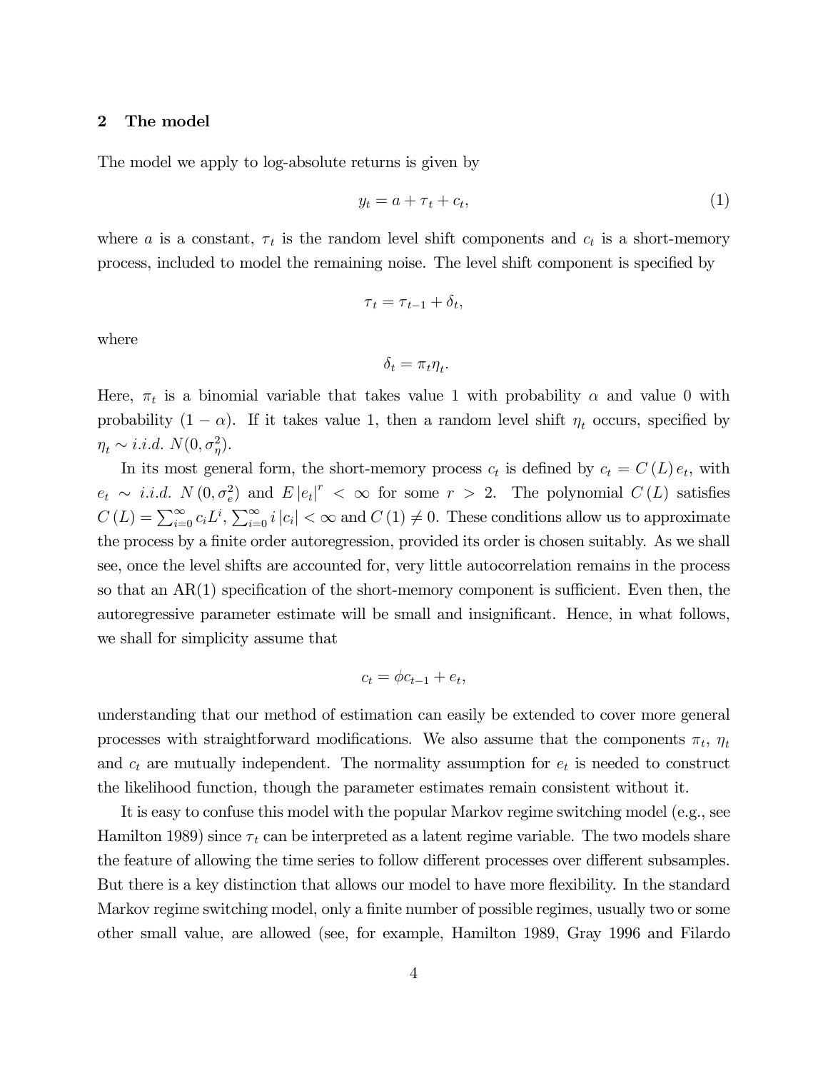## 2 The model

The model we apply to log-absolute returns is given by

$$y_t = a + \tau_t + c_t, \tag{1}$$

where $a$ is a constant, $\tau_t$ is the random level shift components and $c_t$ is a short-memory process, included to model the remaining noise. The level shift component is specified by

$$\tau_t = \tau_{t-1} + \delta_t,$$

where

$$\delta_t = \pi_t \eta_t.$$

Here, $\pi_t$ is a binomial variable that takes value 1 with probability $\alpha$ and value 0 with probability $(1 - \alpha)$. If it takes value 1, then a random level shift $\eta_t$ occurs, specified by $\eta_t \sim i.i.d.\ N(0, \sigma_\eta^2)$.

In its most general form, the short-memory process $c_t$ is defined by $c_t = C(L)\, e_t$, with $e_t \sim i.i.d.\ N(0, \sigma_e^2)$ and $E|e_t|^r < \infty$ for some $r > 2$. The polynomial $C(L)$ satisfies $C(L) = \sum_{i=0}^{\infty} c_i L^i$, $\sum_{i=0}^{\infty} i\,|c_i| < \infty$ and $C(1) \neq 0$. These conditions allow us to approximate the process by a finite order autoregression, provided its order is chosen suitably. As we shall see, once the level shifts are accounted for, very little autocorrelation remains in the process so that an AR(1) specification of the short-memory component is sufficient. Even then, the autoregressive parameter estimate will be small and insignificant. Hence, in what follows, we shall for simplicity assume that

$$c_t = \phi c_{t-1} + e_t,$$

understanding that our method of estimation can easily be extended to cover more general processes with straightforward modifications. We also assume that the components $\pi_t$, $\eta_t$ and $c_t$ are mutually independent. The normality assumption for $e_t$ is needed to construct the likelihood function, though the parameter estimates remain consistent without it.

It is easy to confuse this model with the popular Markov regime switching model (e.g., see Hamilton 1989) since $\tau_t$ can be interpreted as a latent regime variable. The two models share the feature of allowing the time series to follow different processes over different subsamples. But there is a key distinction that allows our model to have more flexibility. In the standard Markov regime switching model, only a finite number of possible regimes, usually two or some other small value, are allowed (see, for example, Hamilton 1989, Gray 1996 and Filardo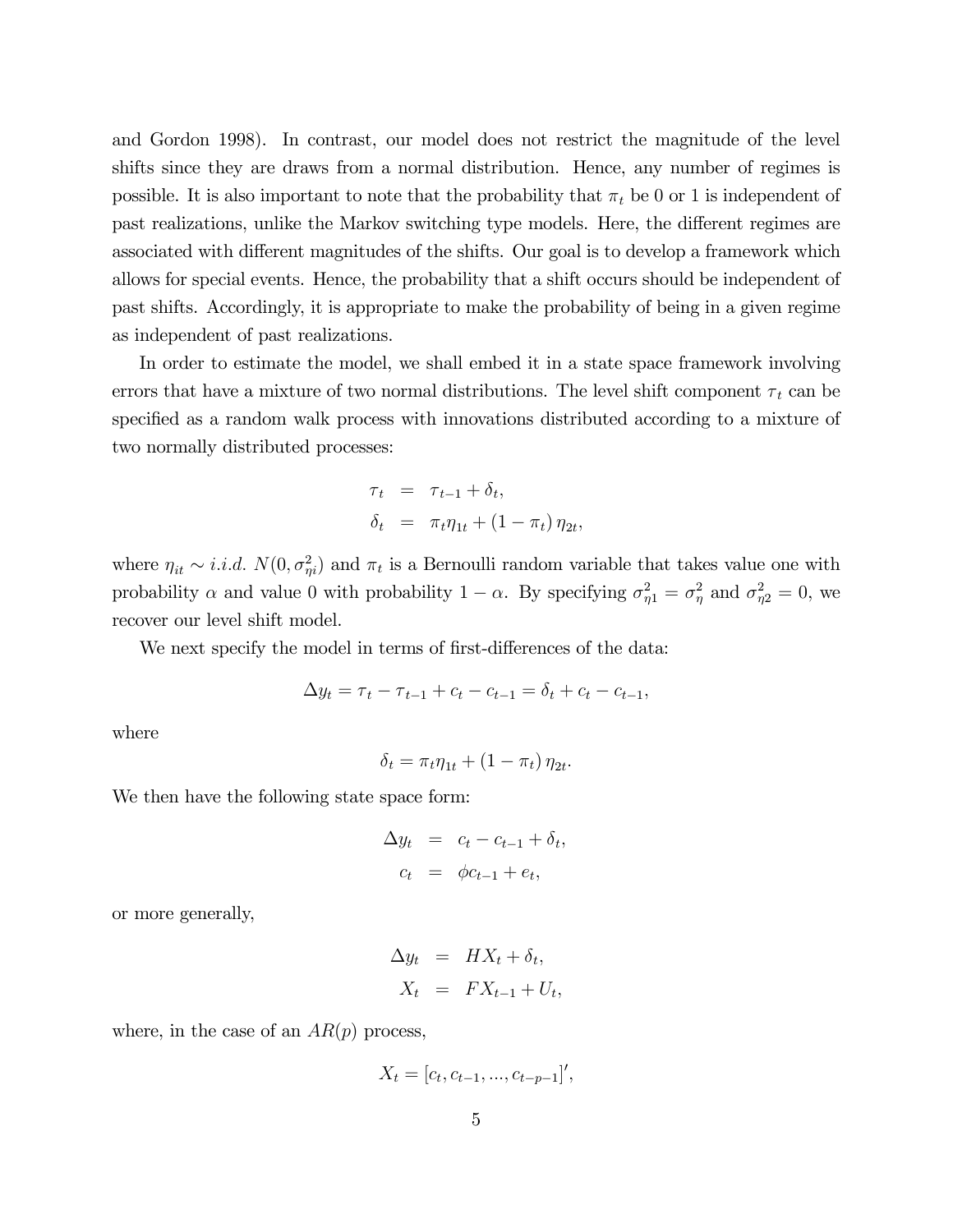and Gordon 1998). In contrast, our model does not restrict the magnitude of the level shifts since they are draws from a normal distribution. Hence, any number of regimes is possible. It is also important to note that the probability that $\pi_t$ be 0 or 1 is independent of past realizations, unlike the Markov switching type models. Here, the different regimes are associated with different magnitudes of the shifts. Our goal is to develop a framework which allows for special events. Hence, the probability that a shift occurs should be independent of past shifts. Accordingly, it is appropriate to make the probability of being in a given regime as independent of past realizations.

In order to estimate the model, we shall embed it in a state space framework involving errors that have a mixture of two normal distributions. The level shift component $\tau_t$ can be specified as a random walk process with innovations distributed according to a mixture of two normally distributed processes:

$$\begin{aligned}\tau_t &= \tau_{t-1} + \delta_t, \\ \delta_t &= \pi_t \eta_{1t} + (1 - \pi_t)\,\eta_{2t},\end{aligned}$$

where $\eta_{it} \sim i.i.d.\ N(0, \sigma_{\eta i}^2)$ and $\pi_t$ is a Bernoulli random variable that takes value one with probability $\alpha$ and value 0 with probability $1 - \alpha$. By specifying $\sigma_{\eta 1}^2 = \sigma_\eta^2$ and $\sigma_{\eta 2}^2 = 0$, we recover our level shift model.

We next specify the model in terms of first-differences of the data:

$$\Delta y_t = \tau_t - \tau_{t-1} + c_t - c_{t-1} = \delta_t + c_t - c_{t-1},$$

where

$$\delta_t = \pi_t \eta_{1t} + (1 - \pi_t)\,\eta_{2t}.$$

We then have the following state space form:

$$\begin{aligned}\Delta y_t &= c_t - c_{t-1} + \delta_t, \\ c_t &= \phi c_{t-1} + e_t,\end{aligned}$$

or more generally,

$$\begin{aligned}\Delta y_t &= H X_t + \delta_t, \\ X_t &= F X_{t-1} + U_t,\end{aligned}$$

where, in the case of an $AR(p)$ process,

$$X_t = [c_t, c_{t-1}, ..., c_{t-p-1}]',$$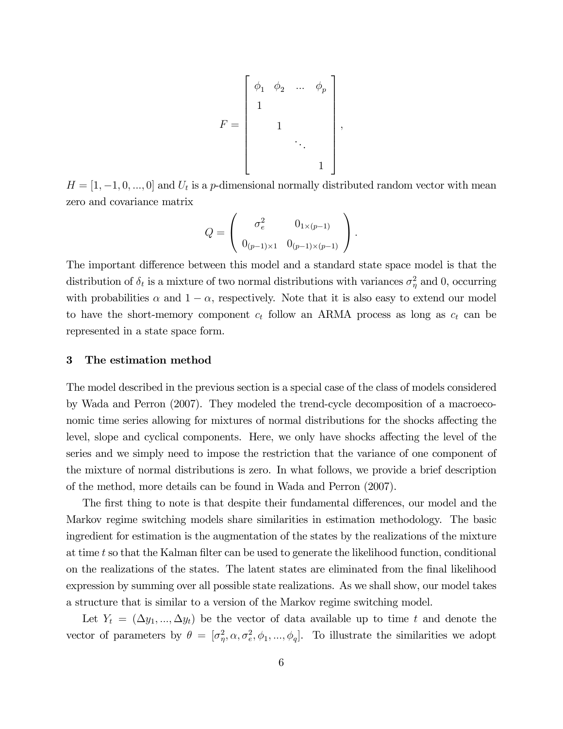$$
F = \begin{bmatrix} \phi_1 & \phi_2 & \dots & \phi_p \\ 1 & & & \\ & 1 & & \\ & & \ddots & \\ & & & 1 \end{bmatrix},
$$

$H = [1, -1, 0, ..., 0]$ and $U_t$ is a $p$-dimensional normally distributed random vector with mean zero and covariance matrix

$$
Q = \begin{pmatrix} \sigma_e^2 & 0_{1\times(p-1)} \\ 0_{(p-1)\times 1} & 0_{(p-1)\times(p-1)} \end{pmatrix}.
$$

The important difference between this model and a standard state space model is that the distribution of $\delta_t$ is a mixture of two normal distributions with variances $\sigma_\eta^2$ and 0, occurring with probabilities $\alpha$ and $1 - \alpha$, respectively. Note that it is also easy to extend our model to have the short-memory component $c_t$ follow an ARMA process as long as $c_t$ can be represented in a state space form.

### 3 The estimation method

The model described in the previous section is a special case of the class of models considered by Wada and Perron (2007). They modeled the trend-cycle decomposition of a macroeconomic time series allowing for mixtures of normal distributions for the shocks affecting the level, slope and cyclical components. Here, we only have shocks affecting the level of the series and we simply need to impose the restriction that the variance of one component of the mixture of normal distributions is zero. In what follows, we provide a brief description of the method, more details can be found in Wada and Perron (2007).

The first thing to note is that despite their fundamental differences, our model and the Markov regime switching models share similarities in estimation methodology. The basic ingredient for estimation is the augmentation of the states by the realizations of the mixture at time $t$ so that the Kalman filter can be used to generate the likelihood function, conditional on the realizations of the states. The latent states are eliminated from the final likelihood expression by summing over all possible state realizations. As we shall show, our model takes a structure that is similar to a version of the Markov regime switching model.

Let $Y_t = (\Delta y_1, ..., \Delta y_t)$ be the vector of data available up to time $t$ and denote the vector of parameters by $\theta = [\sigma_\eta^2, \alpha, \sigma_e^2, \phi_1, ..., \phi_q]$. To illustrate the similarities we adopt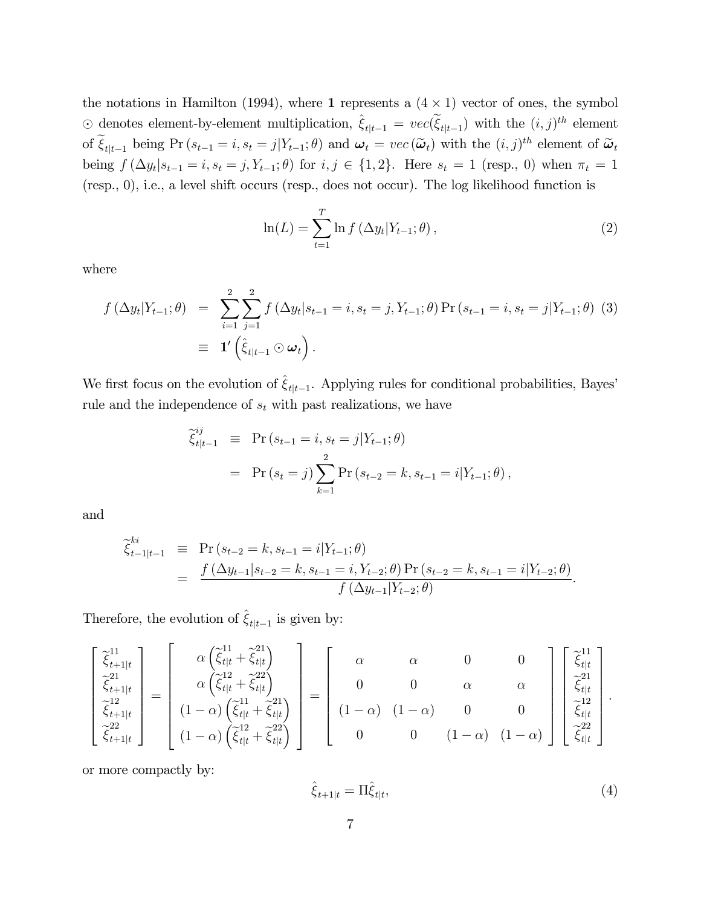the notations in Hamilton (1994), where $\mathbf{1}$ represents a $(4 \times 1)$ vector of ones, the symbol $\odot$ denotes element-by-element multiplication, $\hat{\xi}_{t|t-1} = vec(\widetilde{\xi}_{t|t-1})$ with the $(i,j)^{th}$ element of $\widetilde{\xi}_{t|t-1}$ being $\Pr(s_{t-1} = i, s_t = j | Y_{t-1}; \theta)$ and $\boldsymbol{\omega}_t = vec(\widetilde{\boldsymbol{\omega}}_t)$ with the $(i,j)^{th}$ element of $\widetilde{\boldsymbol{\omega}}_t$ being $f(\Delta y_t | s_{t-1} = i, s_t = j, Y_{t-1}; \theta)$ for $i, j \in \{1, 2\}$. Here $s_t = 1$ (resp., 0) when $\pi_t = 1$ (resp., 0), i.e., a level shift occurs (resp., does not occur). The log likelihood function is

$$\ln(L) = \sum_{t=1}^{T} \ln f(\Delta y_t | Y_{t-1}; \theta), \tag{2}$$

where

$$\begin{aligned} f(\Delta y_t | Y_{t-1}; \theta) &= \sum_{i=1}^{2} \sum_{j=1}^{2} f(\Delta y_t | s_{t-1} = i, s_t = j, Y_{t-1}; \theta) \Pr(s_{t-1} = i, s_t = j | Y_{t-1}; \theta) \\ &\equiv \mathbf{1}' \left( \hat{\xi}_{t|t-1} \odot \boldsymbol{\omega}_t \right). \end{aligned} \tag{3}$$

We first focus on the evolution of $\hat{\xi}_{t|t-1}$. Applying rules for conditional probabilities, Bayes' rule and the independence of $s_t$ with past realizations, we have

$$\begin{aligned} \widetilde{\xi}_{t|t-1}^{ij} &\equiv \Pr(s_{t-1} = i, s_t = j | Y_{t-1}; \theta) \\ &= \Pr(s_t = j) \sum_{k=1}^{2} \Pr(s_{t-2} = k, s_{t-1} = i | Y_{t-1}; \theta), \end{aligned}$$

and

$$\begin{aligned} \widetilde{\xi}_{t-1|t-1}^{ki} &\equiv \Pr(s_{t-2} = k, s_{t-1} = i | Y_{t-1}; \theta) \\ &= \frac{f(\Delta y_{t-1} | s_{t-2} = k, s_{t-1} = i, Y_{t-2}; \theta) \Pr(s_{t-2} = k, s_{t-1} = i | Y_{t-2}; \theta)}{f(\Delta y_{t-1} | Y_{t-2}; \theta)}. \end{aligned}$$

Therefore, the evolution of $\hat{\xi}_{t|t-1}$ is given by:

$$\begin{bmatrix} \widetilde{\xi}_{t+1|t}^{11} \\ \widetilde{\xi}_{t+1|t}^{21} \\ \widetilde{\xi}_{t+1|t}^{12} \\ \widetilde{\xi}_{t+1|t}^{22} \end{bmatrix} = \begin{bmatrix} \alpha \left( \widetilde{\xi}_{t|t}^{11} + \widetilde{\xi}_{t|t}^{21} \right) \\ \alpha \left( \widetilde{\xi}_{t|t}^{12} + \widetilde{\xi}_{t|t}^{22} \right) \\ (1-\alpha) \left( \widetilde{\xi}_{t|t}^{11} + \widetilde{\xi}_{t|t}^{21} \right) \\ (1-\alpha) \left( \widetilde{\xi}_{t|t}^{12} + \widetilde{\xi}_{t|t}^{22} \right) \end{bmatrix} = \begin{bmatrix} \alpha & \alpha & 0 & 0 \\ 0 & 0 & \alpha & \alpha \\ (1-\alpha) & (1-\alpha) & 0 & 0 \\ 0 & 0 & (1-\alpha) & (1-\alpha) \end{bmatrix} \begin{bmatrix} \widetilde{\xi}_{t|t}^{11} \\ \widetilde{\xi}_{t|t}^{21} \\ \widetilde{\xi}_{t|t}^{12} \\ \widetilde{\xi}_{t|t}^{22} \end{bmatrix}.$$

or more compactly by:

$$\hat{\xi}_{t+1|t} = \Pi \hat{\xi}_{t|t}, \tag{4}$$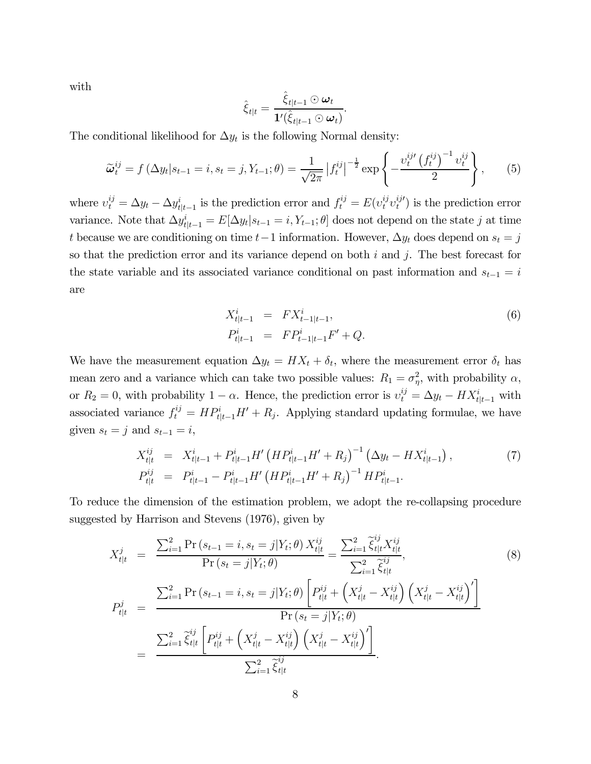with

$$\hat{\xi}_{t|t} = \frac{\hat{\xi}_{t|t-1} \odot \boldsymbol{\omega}_t}{\mathbf{1}'(\hat{\xi}_{t|t-1} \odot \boldsymbol{\omega}_t)}.$$

The conditional likelihood for $\Delta y_t$ is the following Normal density:

$$\widetilde{\boldsymbol{\omega}}_t^{ij} = f\left(\Delta y_t | s_{t-1} = i, s_t = j, Y_{t-1}; \theta\right) = \frac{1}{\sqrt{2\pi}} \left|f_t^{ij}\right|^{-\frac{1}{2}} \exp\left\{-\frac{\upsilon_t^{ij\prime}\left(f_t^{ij}\right)^{-1} \upsilon_t^{ij}}{2}\right\}, \tag{5}$$

where $\upsilon_t^{ij} = \Delta y_t - \Delta y_{t|t-1}^i$ is the prediction error and $f_t^{ij} = E(\upsilon_t^{ij} \upsilon_t^{ij\prime})$ is the prediction error variance. Note that $\Delta y_{t|t-1}^i = E[\Delta y_t | s_{t-1} = i, Y_{t-1}; \theta]$ does not depend on the state $j$ at time $t$ because we are conditioning on time $t-1$ information. However, $\Delta y_t$ does depend on $s_t = j$ so that the prediction error and its variance depend on both $i$ and $j$. The best forecast for the state variable and its associated variance conditional on past information and $s_{t-1} = i$ are

$$\begin{aligned} X_{t|t-1}^i &= F X_{t-1|t-1}^i, \\ P_{t|t-1}^i &= F P_{t-1|t-1}^i F' + Q. \end{aligned} \tag{6}$$

We have the measurement equation $\Delta y_t = H X_t + \delta_t$, where the measurement error $\delta_t$ has mean zero and a variance which can take two possible values: $R_1 = \sigma_\eta^2$, with probability $\alpha$, or $R_2 = 0$, with probability $1 - \alpha$. Hence, the prediction error is $\upsilon_t^{ij} = \Delta y_t - H X_{t|t-1}^i$ with associated variance $f_t^{ij} = H P_{t|t-1}^i H' + R_j$. Applying standard updating formulae, we have given $s_t = j$ and $s_{t-1} = i$,

$$\begin{aligned} X_{t|t}^{ij} &= X_{t|t-1}^i + P_{t|t-1}^i H' \left(H P_{t|t-1}^i H' + R_j\right)^{-1} \left(\Delta y_t - H X_{t|t-1}^i\right), \\ P_{t|t}^{ij} &= P_{t|t-1}^i - P_{t|t-1}^i H' \left(H P_{t|t-1}^i H' + R_j\right)^{-1} H P_{t|t-1}^i. \end{aligned} \tag{7}$$

To reduce the dimension of the estimation problem, we adopt the re-collapsing procedure suggested by Harrison and Stevens (1976), given by

$$\begin{aligned} X_{t|t}^j &= \frac{\sum_{i=1}^2 \Pr\left(s_{t-1} = i, s_t = j | Y_t; \theta\right) X_{t|t}^{ij}}{\Pr\left(s_t = j | Y_t; \theta\right)} = \frac{\sum_{i=1}^2 \widetilde{\xi}_{t|t}^{ij} X_{t|t}^{ij}}{\sum_{i=1}^2 \widetilde{\xi}_{t|t}^{ij}}, \\ P_{t|t}^j &= \frac{\sum_{i=1}^2 \Pr\left(s_{t-1} = i, s_t = j | Y_t; \theta\right) \left[P_{t|t}^{ij} + \left(X_{t|t}^j - X_{t|t}^{ij}\right)\left(X_{t|t}^j - X_{t|t}^{ij}\right)'\right]}{\Pr\left(s_t = j | Y_t; \theta\right)} \\ &= \frac{\sum_{i=1}^2 \widetilde{\xi}_{t|t}^{ij} \left[P_{t|t}^{ij} + \left(X_{t|t}^j - X_{t|t}^{ij}\right)\left(X_{t|t}^j - X_{t|t}^{ij}\right)'\right]}{\sum_{i=1}^2 \widetilde{\xi}_{t|t}^{ij}}. \end{aligned} \tag{8}$$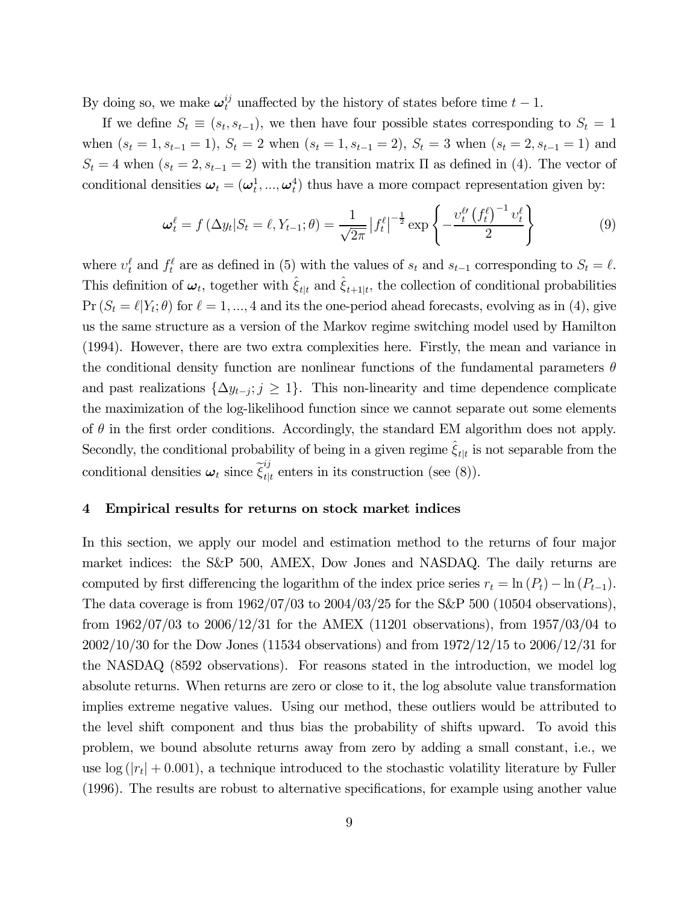By doing so, we make $\boldsymbol{\omega}_t^{ij}$ unaffected by the history of states before time $t-1$.

If we define $S_t \equiv (s_t, s_{t-1})$, we then have four possible states corresponding to $S_t = 1$ when $(s_t = 1, s_{t-1} = 1)$, $S_t = 2$ when $(s_t = 1, s_{t-1} = 2)$, $S_t = 3$ when $(s_t = 2, s_{t-1} = 1)$ and $S_t = 4$ when $(s_t = 2, s_{t-1} = 2)$ with the transition matrix $\Pi$ as defined in (4). The vector of conditional densities $\boldsymbol{\omega}_t = (\boldsymbol{\omega}_t^1, ..., \boldsymbol{\omega}_t^4)$ thus have a more compact representation given by:

$$\boldsymbol{\omega}_t^\ell = f\left(\Delta y_t | S_t = \ell, Y_{t-1}; \theta\right) = \frac{1}{\sqrt{2\pi}} \left|f_t^\ell\right|^{-\frac{1}{2}} \exp\left\{-\frac{\upsilon_t^{\ell\prime}\left(f_t^\ell\right)^{-1}\upsilon_t^\ell}{2}\right\} \tag{9}$$

where $\upsilon_t^\ell$ and $f_t^\ell$ are as defined in (5) with the values of $s_t$ and $s_{t-1}$ corresponding to $S_t = \ell$. This definition of $\boldsymbol{\omega}_t$, together with $\hat{\xi}_{t|t}$ and $\hat{\xi}_{t+1|t}$, the collection of conditional probabilities $\Pr\left(S_t = \ell | Y_t; \theta\right)$ for $\ell = 1, ..., 4$ and its the one-period ahead forecasts, evolving as in (4), give us the same structure as a version of the Markov regime switching model used by Hamilton (1994). However, there are two extra complexities here. Firstly, the mean and variance in the conditional density function are nonlinear functions of the fundamental parameters $\theta$ and past realizations $\{\Delta y_{t-j}; j \geq 1\}$. This non-linearity and time dependence complicate the maximization of the log-likelihood function since we cannot separate out some elements of $\theta$ in the first order conditions. Accordingly, the standard EM algorithm does not apply. Secondly, the conditional probability of being in a given regime $\hat{\xi}_{t|t}$ is not separable from the conditional densities $\boldsymbol{\omega}_t$ since $\widetilde{\xi}_{t|t}^{ij}$ enters in its construction (see (8)).

## 4 Empirical results for returns on stock market indices

In this section, we apply our model and estimation method to the returns of four major market indices: the S&P 500, AMEX, Dow Jones and NASDAQ. The daily returns are computed by first differencing the logarithm of the index price series $r_t = \ln(P_t) - \ln(P_{t-1})$. The data coverage is from 1962/07/03 to 2004/03/25 for the S&P 500 (10504 observations), from 1962/07/03 to 2006/12/31 for the AMEX (11201 observations), from 1957/03/04 to 2002/10/30 for the Dow Jones (11534 observations) and from 1972/12/15 to 2006/12/31 for the NASDAQ (8592 observations). For reasons stated in the introduction, we model log absolute returns. When returns are zero or close to it, the log absolute value transformation implies extreme negative values. Using our method, these outliers would be attributed to the level shift component and thus bias the probability of shifts upward. To avoid this problem, we bound absolute returns away from zero by adding a small constant, i.e., we use $\log(|r_t| + 0.001)$, a technique introduced to the stochastic volatility literature by Fuller (1996). The results are robust to alternative specifications, for example using another value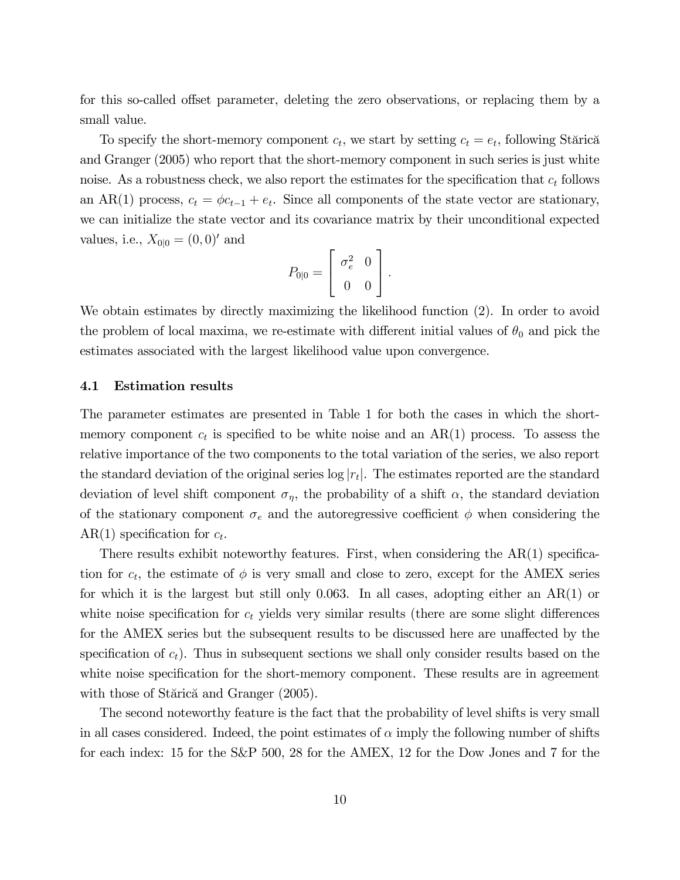for this so-called offset parameter, deleting the zero observations, or replacing them by a small value.

To specify the short-memory component $c_t$, we start by setting $c_t = e_t$, following Stărică and Granger (2005) who report that the short-memory component in such series is just white noise. As a robustness check, we also report the estimates for the specification that $c_t$ follows an AR(1) process, $c_t = \phi c_{t-1} + e_t$. Since all components of the state vector are stationary, we can initialize the state vector and its covariance matrix by their unconditional expected values, i.e., $X_{0|0} = (0, 0)'$ and

$$P_{0|0} = \begin{bmatrix} \sigma_e^2 & 0 \\ 0 & 0 \end{bmatrix}.$$

We obtain estimates by directly maximizing the likelihood function (2). In order to avoid the problem of local maxima, we re-estimate with different initial values of $\theta_0$ and pick the estimates associated with the largest likelihood value upon convergence.

### 4.1 Estimation results

The parameter estimates are presented in Table 1 for both the cases in which the short-memory component $c_t$ is specified to be white noise and an AR(1) process. To assess the relative importance of the two components to the total variation of the series, we also report the standard deviation of the original series $\log |r_t|$. The estimates reported are the standard deviation of level shift component $\sigma_\eta$, the probability of a shift $\alpha$, the standard deviation of the stationary component $\sigma_e$ and the autoregressive coefficient $\phi$ when considering the AR(1) specification for $c_t$.

There results exhibit noteworthy features. First, when considering the AR(1) specification for $c_t$, the estimate of $\phi$ is very small and close to zero, except for the AMEX series for which it is the largest but still only 0.063. In all cases, adopting either an AR(1) or white noise specification for $c_t$ yields very similar results (there are some slight differences for the AMEX series but the subsequent results to be discussed here are unaffected by the specification of $c_t$). Thus in subsequent sections we shall only consider results based on the white noise specification for the short-memory component. These results are in agreement with those of Stărică and Granger (2005).

The second noteworthy feature is the fact that the probability of level shifts is very small in all cases considered. Indeed, the point estimates of $\alpha$ imply the following number of shifts for each index: 15 for the S&P 500, 28 for the AMEX, 12 for the Dow Jones and 7 for the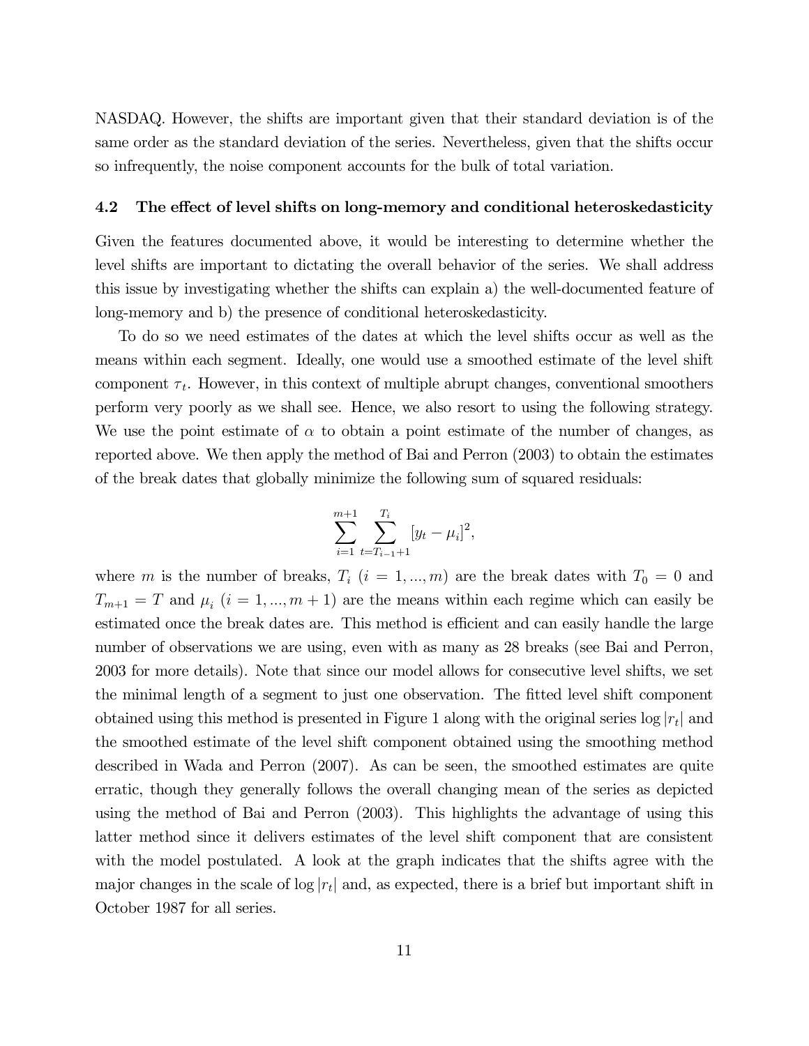NASDAQ. However, the shifts are important given that their standard deviation is of the same order as the standard deviation of the series. Nevertheless, given that the shifts occur so infrequently, the noise component accounts for the bulk of total variation.

### 4.2 The effect of level shifts on long-memory and conditional heteroskedasticity

Given the features documented above, it would be interesting to determine whether the level shifts are important to dictating the overall behavior of the series. We shall address this issue by investigating whether the shifts can explain a) the well-documented feature of long-memory and b) the presence of conditional heteroskedasticity.

To do so we need estimates of the dates at which the level shifts occur as well as the means within each segment. Ideally, one would use a smoothed estimate of the level shift component $\tau_t$. However, in this context of multiple abrupt changes, conventional smoothers perform very poorly as we shall see. Hence, we also resort to using the following strategy. We use the point estimate of $\alpha$ to obtain a point estimate of the number of changes, as reported above. We then apply the method of Bai and Perron (2003) to obtain the estimates of the break dates that globally minimize the following sum of squared residuals:

$$\sum_{i=1}^{m+1} \sum_{t=T_{i-1}+1}^{T_i} [y_t - \mu_i]^2,$$

where $m$ is the number of breaks, $T_i$ $(i = 1, ..., m)$ are the break dates with $T_0 = 0$ and $T_{m+1} = T$ and $\mu_i$ $(i = 1, ..., m+1)$ are the means within each regime which can easily be estimated once the break dates are. This method is efficient and can easily handle the large number of observations we are using, even with as many as 28 breaks (see Bai and Perron, 2003 for more details). Note that since our model allows for consecutive level shifts, we set the minimal length of a segment to just one observation. The fitted level shift component obtained using this method is presented in Figure 1 along with the original series $\log |r_t|$ and the smoothed estimate of the level shift component obtained using the smoothing method described in Wada and Perron (2007). As can be seen, the smoothed estimates are quite erratic, though they generally follows the overall changing mean of the series as depicted using the method of Bai and Perron (2003). This highlights the advantage of using this latter method since it delivers estimates of the level shift component that are consistent with the model postulated. A look at the graph indicates that the shifts agree with the major changes in the scale of $\log |r_t|$ and, as expected, there is a brief but important shift in October 1987 for all series.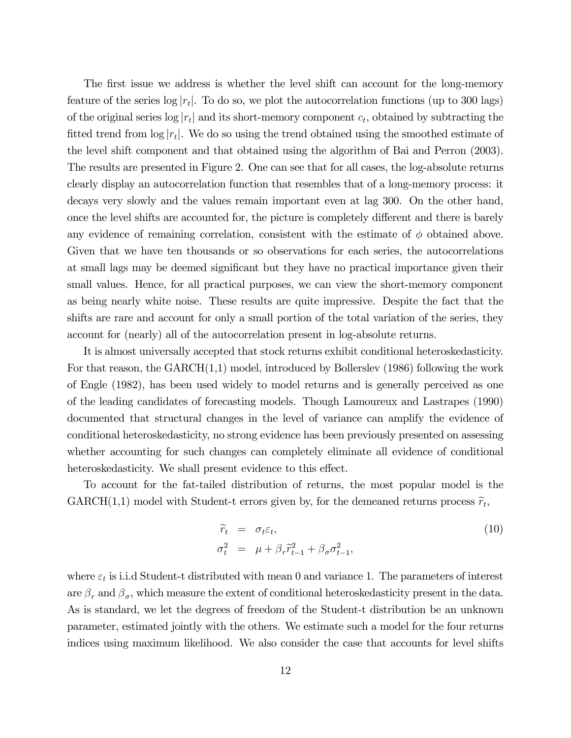The first issue we address is whether the level shift can account for the long-memory feature of the series $\log |r_t|$. To do so, we plot the autocorrelation functions (up to 300 lags) of the original series $\log |r_t|$ and its short-memory component $c_t$, obtained by subtracting the fitted trend from $\log |r_t|$. We do so using the trend obtained using the smoothed estimate of the level shift component and that obtained using the algorithm of Bai and Perron (2003). The results are presented in Figure 2. One can see that for all cases, the log-absolute returns clearly display an autocorrelation function that resembles that of a long-memory process: it decays very slowly and the values remain important even at lag 300. On the other hand, once the level shifts are accounted for, the picture is completely different and there is barely any evidence of remaining correlation, consistent with the estimate of $\phi$ obtained above. Given that we have ten thousands or so observations for each series, the autocorrelations at small lags may be deemed significant but they have no practical importance given their small values. Hence, for all practical purposes, we can view the short-memory component as being nearly white noise. These results are quite impressive. Despite the fact that the shifts are rare and account for only a small portion of the total variation of the series, they account for (nearly) all of the autocorrelation present in log-absolute returns.

It is almost universally accepted that stock returns exhibit conditional heteroskedasticity. For that reason, the GARCH(1,1) model, introduced by Bollerslev (1986) following the work of Engle (1982), has been used widely to model returns and is generally perceived as one of the leading candidates of forecasting models. Though Lamoureux and Lastrapes (1990) documented that structural changes in the level of variance can amplify the evidence of conditional heteroskedasticity, no strong evidence has been previously presented on assessing whether accounting for such changes can completely eliminate all evidence of conditional heteroskedasticity. We shall present evidence to this effect.

To account for the fat-tailed distribution of returns, the most popular model is the GARCH(1,1) model with Student-t errors given by, for the demeaned returns process $\widetilde{r}_t$,

$$
\begin{aligned}
\widetilde{r}_t &= \sigma_t \varepsilon_t, \\
\sigma_t^2 &= \mu + \beta_r \widetilde{r}_{t-1}^2 + \beta_\sigma \sigma_{t-1}^2,
\end{aligned}
\tag{10}
$$

where $\varepsilon_t$ is i.i.d Student-t distributed with mean 0 and variance 1. The parameters of interest are $\beta_r$ and $\beta_\sigma$, which measure the extent of conditional heteroskedasticity present in the data. As is standard, we let the degrees of freedom of the Student-t distribution be an unknown parameter, estimated jointly with the others. We estimate such a model for the four returns indices using maximum likelihood. We also consider the case that accounts for level shifts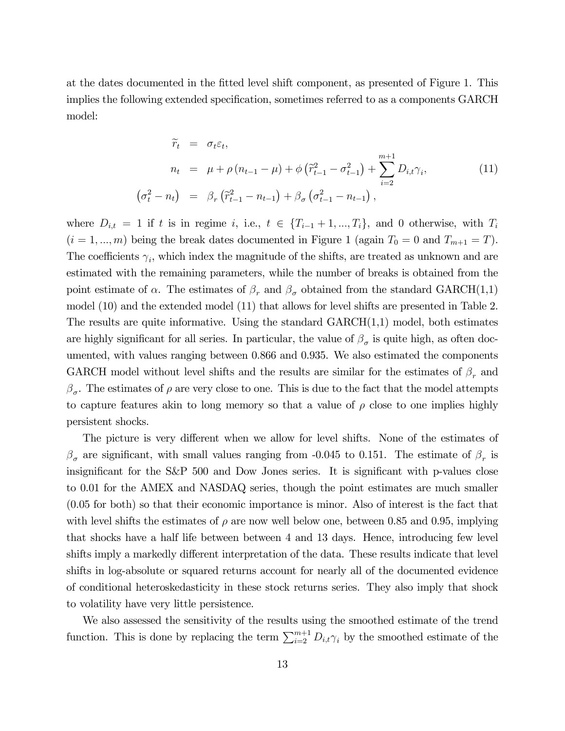at the dates documented in the fitted level shift component, as presented of Figure 1. This implies the following extended specification, sometimes referred to as a components GARCH model:

$$
\begin{aligned}
\widetilde{r}_t &= \sigma_t \varepsilon_t, \\
n_t &= \mu + \rho\left(n_{t-1} - \mu\right) + \phi\left(\widetilde{r}_{t-1}^2 - \sigma_{t-1}^2\right) + \sum_{i=2}^{m+1} D_{i,t}\gamma_i, \\
\left(\sigma_t^2 - n_t\right) &= \beta_r\left(\widetilde{r}_{t-1}^2 - n_{t-1}\right) + \beta_\sigma\left(\sigma_{t-1}^2 - n_{t-1}\right),
\end{aligned}
\tag{11}
$$

where $D_{i,t} = 1$ if $t$ is in regime $i$, i.e., $t \in \{T_{i-1}+1, ..., T_i\}$, and 0 otherwise, with $T_i$ ($i = 1, ..., m$) being the break dates documented in Figure 1 (again $T_0 = 0$ and $T_{m+1} = T$). The coefficients $\gamma_i$, which index the magnitude of the shifts, are treated as unknown and are estimated with the remaining parameters, while the number of breaks is obtained from the point estimate of $\alpha$. The estimates of $\beta_r$ and $\beta_\sigma$ obtained from the standard GARCH(1,1) model (10) and the extended model (11) that allows for level shifts are presented in Table 2. The results are quite informative. Using the standard GARCH(1,1) model, both estimates are highly significant for all series. In particular, the value of $\beta_\sigma$ is quite high, as often documented, with values ranging between 0.866 and 0.935. We also estimated the components GARCH model without level shifts and the results are similar for the estimates of $\beta_r$ and $\beta_\sigma$. The estimates of $\rho$ are very close to one. This is due to the fact that the model attempts to capture features akin to long memory so that a value of $\rho$ close to one implies highly persistent shocks.

The picture is very different when we allow for level shifts. None of the estimates of $\beta_\sigma$ are significant, with small values ranging from -0.045 to 0.151. The estimate of $\beta_r$ is insignificant for the S&P 500 and Dow Jones series. It is significant with p-values close to 0.01 for the AMEX and NASDAQ series, though the point estimates are much smaller (0.05 for both) so that their economic importance is minor. Also of interest is the fact that with level shifts the estimates of $\rho$ are now well below one, between 0.85 and 0.95, implying that shocks have a half life between between 4 and 13 days. Hence, introducing few level shifts imply a markedly different interpretation of the data. These results indicate that level shifts in log-absolute or squared returns account for nearly all of the documented evidence of conditional heteroskedasticity in these stock returns series. They also imply that shock to volatility have very little persistence.

We also assessed the sensitivity of the results using the smoothed estimate of the trend function. This is done by replacing the term $\sum_{i=2}^{m+1} D_{i,t}\gamma_i$ by the smoothed estimate of the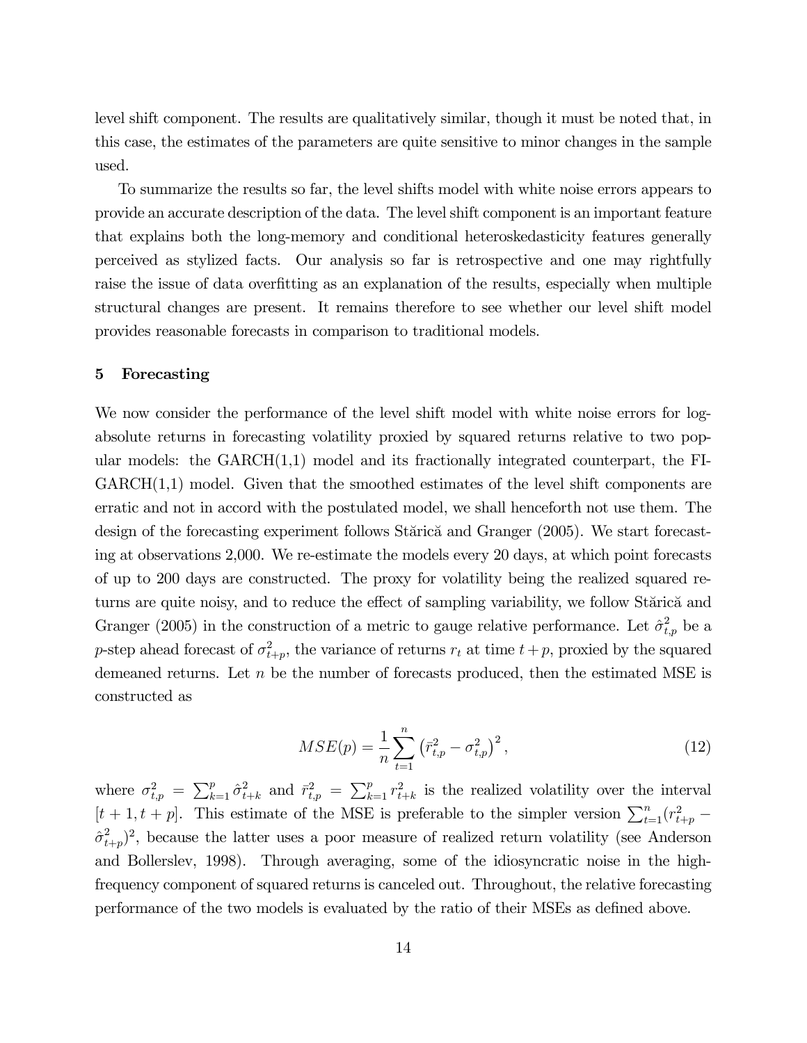level shift component. The results are qualitatively similar, though it must be noted that, in this case, the estimates of the parameters are quite sensitive to minor changes in the sample used.

To summarize the results so far, the level shifts model with white noise errors appears to provide an accurate description of the data. The level shift component is an important feature that explains both the long-memory and conditional heteroskedasticity features generally perceived as stylized facts. Our analysis so far is retrospective and one may rightfully raise the issue of data overfitting as an explanation of the results, especially when multiple structural changes are present. It remains therefore to see whether our level shift model provides reasonable forecasts in comparison to traditional models.

## 5 Forecasting

We now consider the performance of the level shift model with white noise errors for log-absolute returns in forecasting volatility proxied by squared returns relative to two popular models: the GARCH(1,1) model and its fractionally integrated counterpart, the FI-GARCH(1,1) model. Given that the smoothed estimates of the level shift components are erratic and not in accord with the postulated model, we shall henceforth not use them. The design of the forecasting experiment follows Stărică and Granger (2005). We start forecasting at observations 2,000. We re-estimate the models every 20 days, at which point forecasts of up to 200 days are constructed. The proxy for volatility being the realized squared returns are quite noisy, and to reduce the effect of sampling variability, we follow Stărică and Granger (2005) in the construction of a metric to gauge relative performance. Let $\hat{\sigma}^2_{t,p}$ be a $p$-step ahead forecast of $\sigma^2_{t+p}$, the variance of returns $r_t$ at time $t+p$, proxied by the squared demeaned returns. Let $n$ be the number of forecasts produced, then the estimated MSE is constructed as

$$MSE(p) = \frac{1}{n}\sum_{t=1}^{n}\left(\bar{r}^2_{t,p} - \sigma^2_{t,p}\right)^2, \tag{12}$$

where $\sigma^2_{t,p} = \sum_{k=1}^{p}\hat{\sigma}^2_{t+k}$ and $\bar{r}^2_{t,p} = \sum_{k=1}^{p} r^2_{t+k}$ is the realized volatility over the interval $[t+1, t+p]$. This estimate of the MSE is preferable to the simpler version $\sum_{t=1}^{n}(r^2_{t+p} - \hat{\sigma}^2_{t+p})^2$, because the latter uses a poor measure of realized return volatility (see Anderson and Bollerslev, 1998). Through averaging, some of the idiosyncratic noise in the high-frequency component of squared returns is canceled out. Throughout, the relative forecasting performance of the two models is evaluated by the ratio of their MSEs as defined above.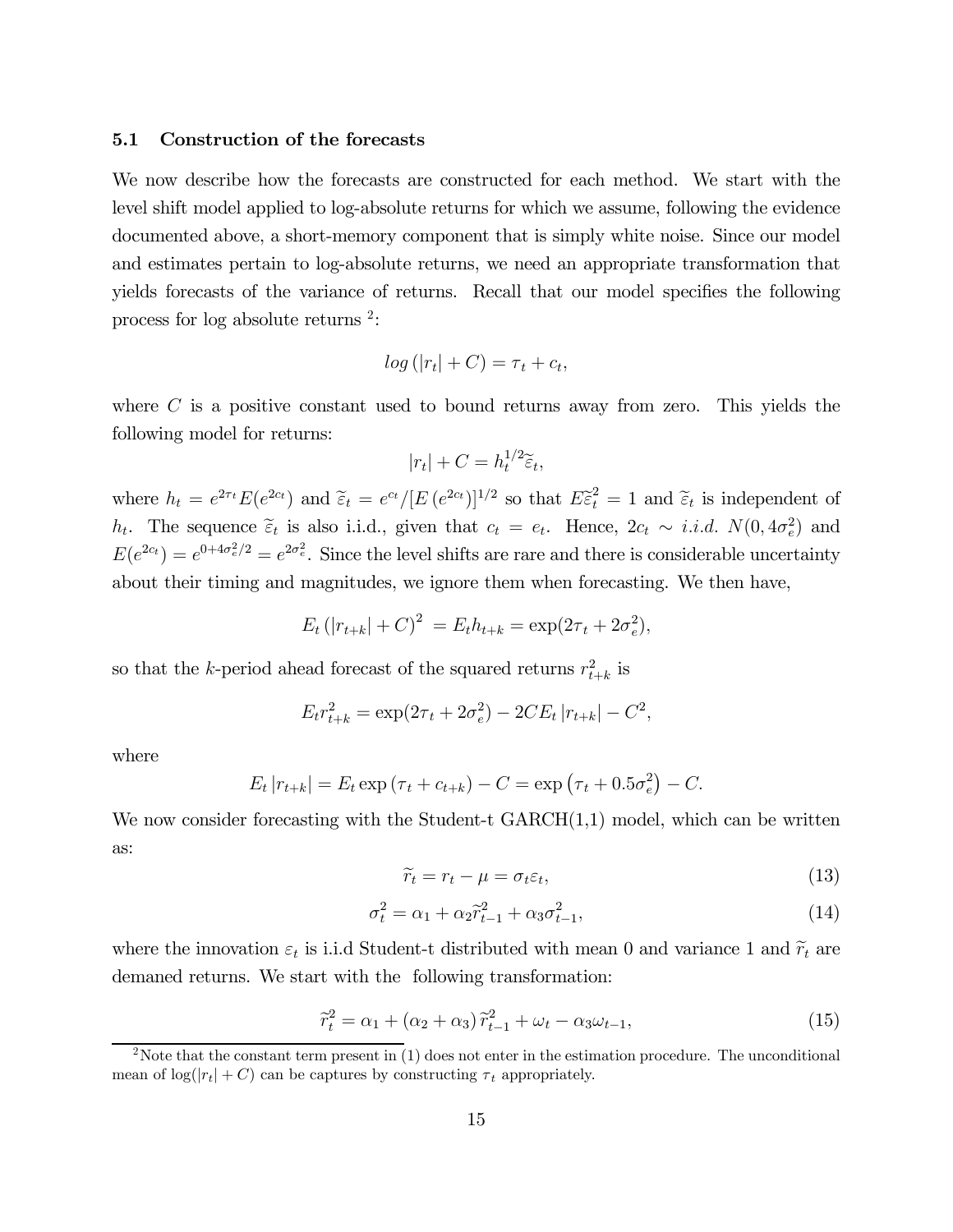### 5.1 Construction of the forecasts

We now describe how the forecasts are constructed for each method. We start with the level shift model applied to log-absolute returns for which we assume, following the evidence documented above, a short-memory component that is simply white noise. Since our model and estimates pertain to log-absolute returns, we need an appropriate transformation that yields forecasts of the variance of returns. Recall that our model specifies the following process for log absolute returns [2]:

$$log\left(|r_t| + C\right) = \tau_t + c_t,$$

where $C$ is a positive constant used to bound returns away from zero. This yields the following model for returns:

$$|r_t| + C = h_t^{1/2}\widetilde{\varepsilon}_t,$$

where $h_t = e^{2\tau_t}E(e^{2c_t})$ and $\widetilde{\varepsilon}_t = e^{c_t}/[E\left(e^{2c_t}\right)]^{1/2}$ so that $E\widetilde{\varepsilon}_t^2 = 1$ and $\widetilde{\varepsilon}_t$ is independent of $h_t$. The sequence $\widetilde{\varepsilon}_t$ is also i.i.d., given that $c_t = e_t$. Hence, $2c_t \sim i.i.d.\ N(0, 4\sigma_e^2)$ and $E(e^{2c_t}) = e^{0+4\sigma_e^2/2} = e^{2\sigma_e^2}$. Since the level shifts are rare and there is considerable uncertainty about their timing and magnitudes, we ignore them when forecasting. We then have,

$$E_t\left(|r_{t+k}| + C\right)^2 = E_t h_{t+k} = \exp(2\tau_t + 2\sigma_e^2),$$

so that the $k$-period ahead forecast of the squared returns $r_{t+k}^2$ is

$$E_t r_{t+k}^2 = \exp(2\tau_t + 2\sigma_e^2) - 2CE_t\left|r_{t+k}\right| - C^2,$$

where

$$E_t\left|r_{t+k}\right| = E_t \exp\left(\tau_t + c_{t+k}\right) - C = \exp\left(\tau_t + 0.5\sigma_e^2\right) - C.$$

We now consider forecasting with the Student-t GARCH(1,1) model, which can be written as:

$$\widetilde{r}_t = r_t - \mu = \sigma_t\varepsilon_t, \tag{13}$$

$$\sigma_t^2 = \alpha_1 + \alpha_2\widetilde{r}_{t-1}^2 + \alpha_3\sigma_{t-1}^2, \tag{14}$$

where the innovation $\varepsilon_t$ is i.i.d Student-t distributed with mean 0 and variance 1 and $\widetilde{r}_t$ are demaned returns. We start with the following transformation:

$$\widetilde{r}_t^2 = \alpha_1 + \left(\alpha_2 + \alpha_3\right)\widetilde{r}_{t-1}^2 + \omega_t - \alpha_3\omega_{t-1}, \tag{15}$$

[2] Note that the constant term present in (1) does not enter in the estimation procedure. The unconditional mean of $\log(|r_t| + C)$ can be captures by constructing $\tau_t$ appropriately.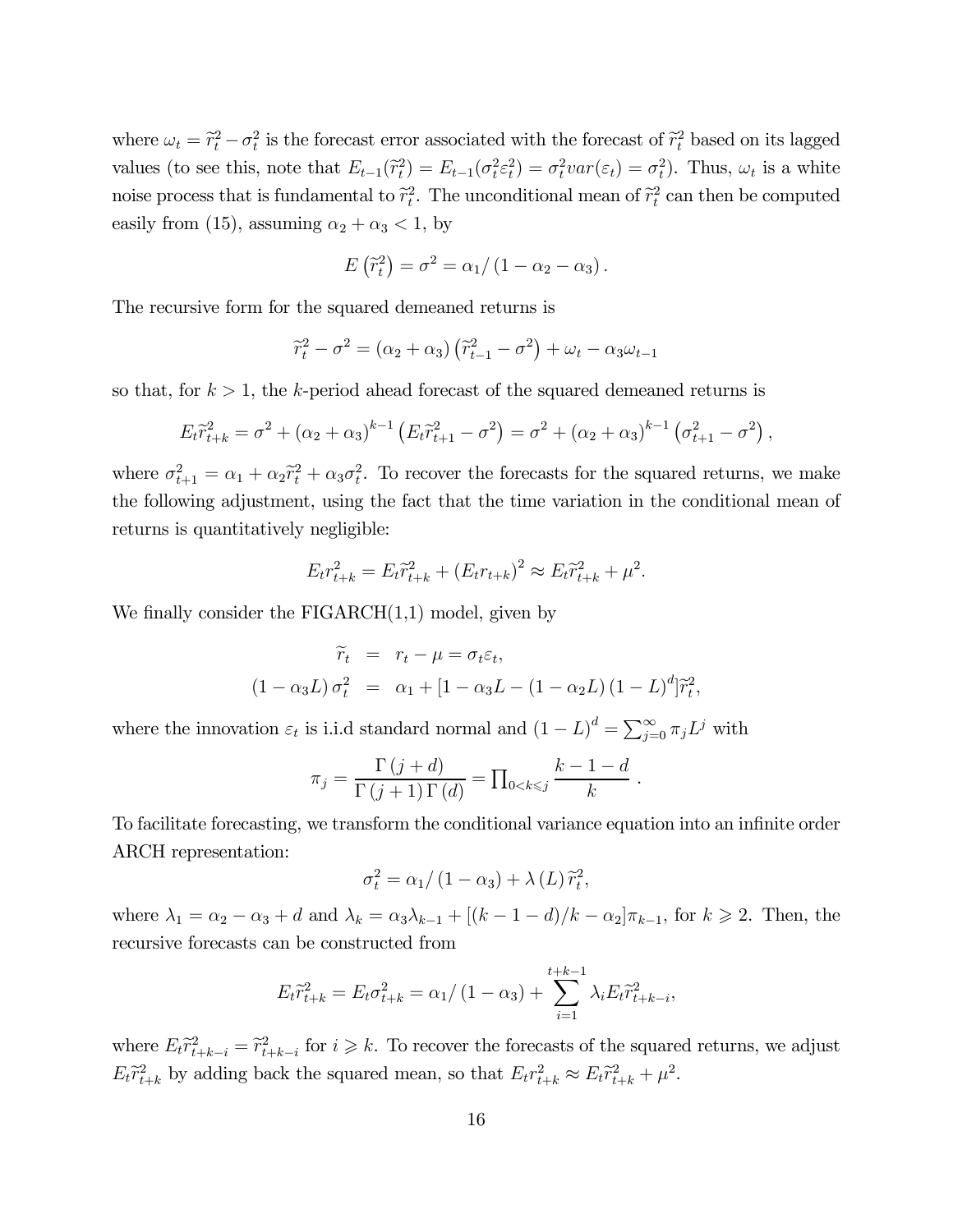where $\omega_t = \widetilde{r}_t^2 - \sigma_t^2$ is the forecast error associated with the forecast of $\widetilde{r}_t^2$ based on its lagged values (to see this, note that $E_{t-1}(\widetilde{r}_t^2) = E_{t-1}(\sigma_t^2 \varepsilon_t^2) = \sigma_t^2 var(\varepsilon_t) = \sigma_t^2$). Thus, $\omega_t$ is a white noise process that is fundamental to $\widetilde{r}_t^2$. The unconditional mean of $\widetilde{r}_t^2$ can then be computed easily from (15), assuming $\alpha_2 + \alpha_3 < 1$, by

$$E\left(\widetilde{r}_t^2\right) = \sigma^2 = \alpha_1 / \left(1 - \alpha_2 - \alpha_3\right).$$

The recursive form for the squared demeaned returns is

$$\widetilde{r}_t^2 - \sigma^2 = \left(\alpha_2 + \alpha_3\right)\left(\widetilde{r}_{t-1}^2 - \sigma^2\right) + \omega_t - \alpha_3 \omega_{t-1}$$

so that, for $k > 1$, the $k$-period ahead forecast of the squared demeaned returns is

$$E_t \widetilde{r}_{t+k}^2 = \sigma^2 + \left(\alpha_2 + \alpha_3\right)^{k-1}\left(E_t \widetilde{r}_{t+1}^2 - \sigma^2\right) = \sigma^2 + \left(\alpha_2 + \alpha_3\right)^{k-1}\left(\sigma_{t+1}^2 - \sigma^2\right),$$

where $\sigma_{t+1}^2 = \alpha_1 + \alpha_2 \widetilde{r}_t^2 + \alpha_3 \sigma_t^2$. To recover the forecasts for the squared returns, we make the following adjustment, using the fact that the time variation in the conditional mean of returns is quantitatively negligible:

$$E_t r_{t+k}^2 = E_t \widetilde{r}_{t+k}^2 + \left(E_t r_{t+k}\right)^2 \approx E_t \widetilde{r}_{t+k}^2 + \mu^2.$$

We finally consider the FIGARCH(1,1) model, given by

$$\begin{aligned}
\widetilde{r}_t &= r_t - \mu = \sigma_t \varepsilon_t, \\
\left(1 - \alpha_3 L\right)\sigma_t^2 &= \alpha_1 + [1 - \alpha_3 L - \left(1 - \alpha_2 L\right)\left(1 - L\right)^d]\widetilde{r}_t^2,
\end{aligned}$$

where the innovation $\varepsilon_t$ is i.i.d standard normal and $\left(1 - L\right)^d = \sum_{j=0}^{\infty} \pi_j L^j$ with

$$\pi_j = \frac{\Gamma\left(j + d\right)}{\Gamma\left(j + 1\right)\Gamma\left(d\right)} = \prod\nolimits_{0 < k \leqslant j} \frac{k - 1 - d}{k}.$$

To facilitate forecasting, we transform the conditional variance equation into an infinite order ARCH representation:

$$\sigma_t^2 = \alpha_1 / \left(1 - \alpha_3\right) + \lambda\left(L\right)\widetilde{r}_t^2,$$

where $\lambda_1 = \alpha_2 - \alpha_3 + d$ and $\lambda_k = \alpha_3 \lambda_{k-1} + [(k - 1 - d)/k - \alpha_2]\pi_{k-1}$, for $k \geqslant 2$. Then, the recursive forecasts can be constructed from

$$E_t \widetilde{r}_{t+k}^2 = E_t \sigma_{t+k}^2 = \alpha_1 / \left(1 - \alpha_3\right) + \sum_{i=1}^{t+k-1} \lambda_i E_t \widetilde{r}_{t+k-i}^2,$$

where $E_t \widetilde{r}_{t+k-i}^2 = \widetilde{r}_{t+k-i}^2$ for $i \geqslant k$. To recover the forecasts of the squared returns, we adjust $E_t \widetilde{r}_{t+k}^2$ by adding back the squared mean, so that $E_t r_{t+k}^2 \approx E_t \widetilde{r}_{t+k}^2 + \mu^2$.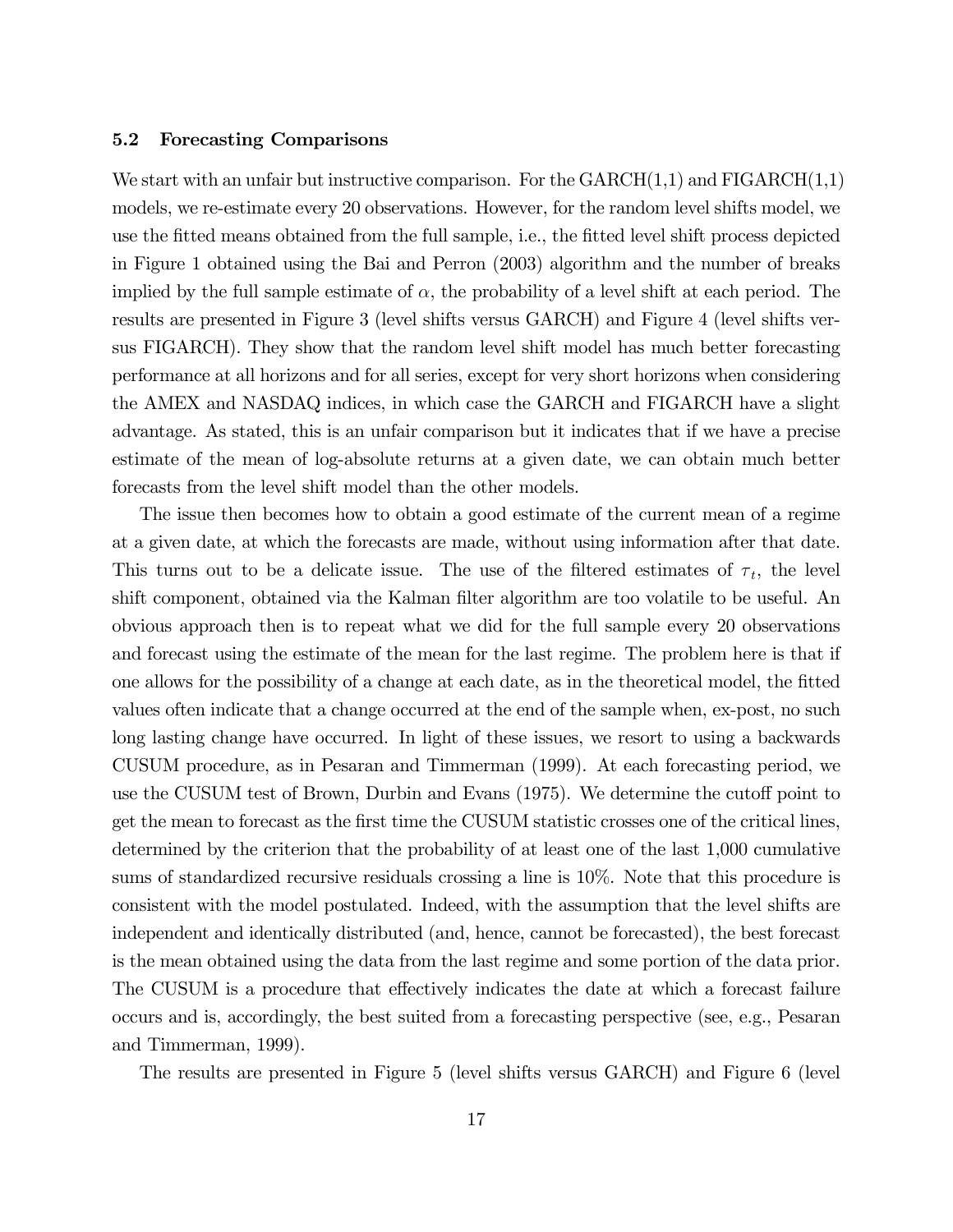### 5.2 Forecasting Comparisons

We start with an unfair but instructive comparison. For the GARCH(1,1) and FIGARCH(1,1) models, we re-estimate every 20 observations. However, for the random level shifts model, we use the fitted means obtained from the full sample, i.e., the fitted level shift process depicted in Figure 1 obtained using the Bai and Perron (2003) algorithm and the number of breaks implied by the full sample estimate of $\alpha$, the probability of a level shift at each period. The results are presented in Figure 3 (level shifts versus GARCH) and Figure 4 (level shifts versus FIGARCH). They show that the random level shift model has much better forecasting performance at all horizons and for all series, except for very short horizons when considering the AMEX and NASDAQ indices, in which case the GARCH and FIGARCH have a slight advantage. As stated, this is an unfair comparison but it indicates that if we have a precise estimate of the mean of log-absolute returns at a given date, we can obtain much better forecasts from the level shift model than the other models.

The issue then becomes how to obtain a good estimate of the current mean of a regime at a given date, at which the forecasts are made, without using information after that date. This turns out to be a delicate issue. The use of the filtered estimates of $\tau_t$, the level shift component, obtained via the Kalman filter algorithm are too volatile to be useful. An obvious approach then is to repeat what we did for the full sample every 20 observations and forecast using the estimate of the mean for the last regime. The problem here is that if one allows for the possibility of a change at each date, as in the theoretical model, the fitted values often indicate that a change occurred at the end of the sample when, ex-post, no such long lasting change have occurred. In light of these issues, we resort to using a backwards CUSUM procedure, as in Pesaran and Timmerman (1999). At each forecasting period, we use the CUSUM test of Brown, Durbin and Evans (1975). We determine the cutoff point to get the mean to forecast as the first time the CUSUM statistic crosses one of the critical lines, determined by the criterion that the probability of at least one of the last 1,000 cumulative sums of standardized recursive residuals crossing a line is 10%. Note that this procedure is consistent with the model postulated. Indeed, with the assumption that the level shifts are independent and identically distributed (and, hence, cannot be forecasted), the best forecast is the mean obtained using the data from the last regime and some portion of the data prior. The CUSUM is a procedure that effectively indicates the date at which a forecast failure occurs and is, accordingly, the best suited from a forecasting perspective (see, e.g., Pesaran and Timmerman, 1999).

The results are presented in Figure 5 (level shifts versus GARCH) and Figure 6 (level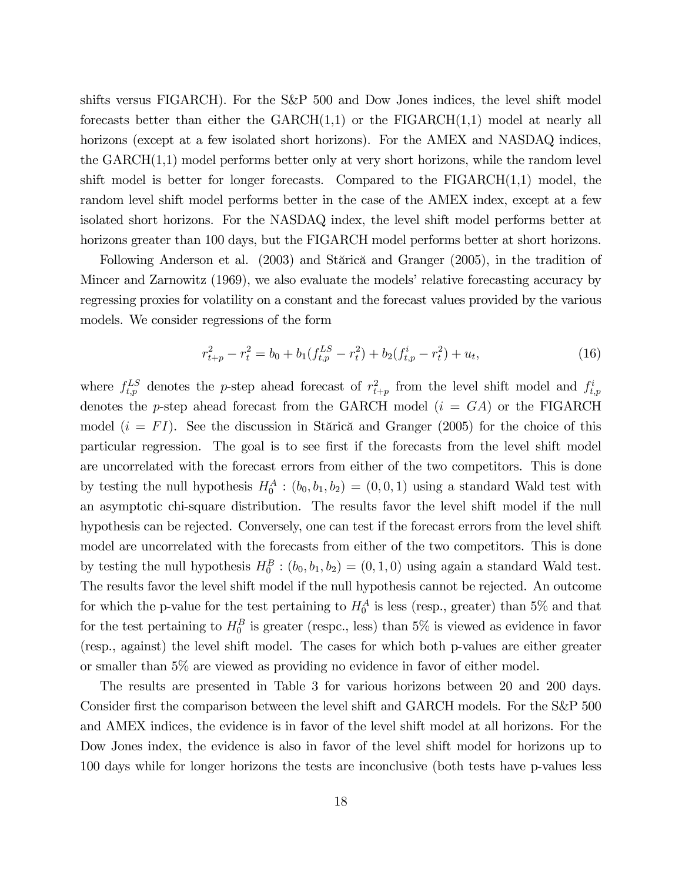shifts versus FIGARCH). For the S&P 500 and Dow Jones indices, the level shift model forecasts better than either the GARCH(1,1) or the FIGARCH(1,1) model at nearly all horizons (except at a few isolated short horizons). For the AMEX and NASDAQ indices, the GARCH(1,1) model performs better only at very short horizons, while the random level shift model is better for longer forecasts. Compared to the FIGARCH(1,1) model, the random level shift model performs better in the case of the AMEX index, except at a few isolated short horizons. For the NASDAQ index, the level shift model performs better at horizons greater than 100 days, but the FIGARCH model performs better at short horizons.

Following Anderson et al. (2003) and Stărică and Granger (2005), in the tradition of Mincer and Zarnowitz (1969), we also evaluate the models' relative forecasting accuracy by regressing proxies for volatility on a constant and the forecast values provided by the various models. We consider regressions of the form

$$r_{t+p}^2 - r_t^2 = b_0 + b_1(f_{t,p}^{LS} - r_t^2) + b_2(f_{t,p}^{i} - r_t^2) + u_t, \tag{16}$$

where $f_{t,p}^{LS}$ denotes the $p$-step ahead forecast of $r_{t+p}^2$ from the level shift model and $f_{t,p}^{i}$ denotes the $p$-step ahead forecast from the GARCH model ($i = GA$) or the FIGARCH model ($i = FI$). See the discussion in Stărică and Granger (2005) for the choice of this particular regression. The goal is to see first if the forecasts from the level shift model are uncorrelated with the forecast errors from either of the two competitors. This is done by testing the null hypothesis $H_0^A : (b_0, b_1, b_2) = (0, 0, 1)$ using a standard Wald test with an asymptotic chi-square distribution. The results favor the level shift model if the null hypothesis can be rejected. Conversely, one can test if the forecast errors from the level shift model are uncorrelated with the forecasts from either of the two competitors. This is done by testing the null hypothesis $H_0^B : (b_0, b_1, b_2) = (0, 1, 0)$ using again a standard Wald test. The results favor the level shift model if the null hypothesis cannot be rejected. An outcome for which the p-value for the test pertaining to $H_0^A$ is less (resp., greater) than 5% and that for the test pertaining to $H_0^B$ is greater (respc., less) than 5% is viewed as evidence in favor (resp., against) the level shift model. The cases for which both p-values are either greater or smaller than 5% are viewed as providing no evidence in favor of either model.

The results are presented in Table 3 for various horizons between 20 and 200 days. Consider first the comparison between the level shift and GARCH models. For the S&P 500 and AMEX indices, the evidence is in favor of the level shift model at all horizons. For the Dow Jones index, the evidence is also in favor of the level shift model for horizons up to 100 days while for longer horizons the tests are inconclusive (both tests have p-values less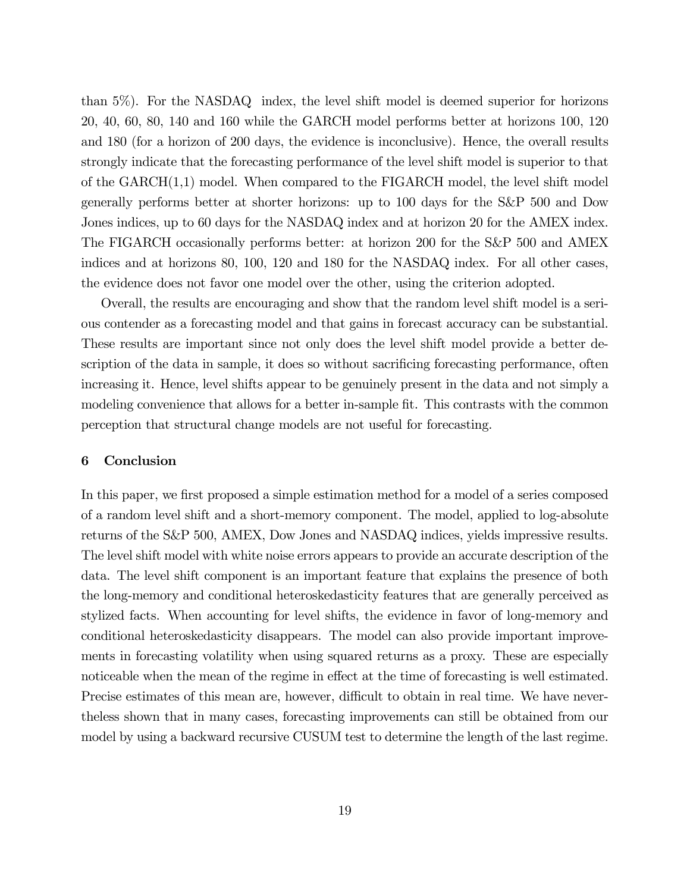than 5%). For the NASDAQ index, the level shift model is deemed superior for horizons 20, 40, 60, 80, 140 and 160 while the GARCH model performs better at horizons 100, 120 and 180 (for a horizon of 200 days, the evidence is inconclusive). Hence, the overall results strongly indicate that the forecasting performance of the level shift model is superior to that of the GARCH(1,1) model. When compared to the FIGARCH model, the level shift model generally performs better at shorter horizons: up to 100 days for the S&P 500 and Dow Jones indices, up to 60 days for the NASDAQ index and at horizon 20 for the AMEX index. The FIGARCH occasionally performs better: at horizon 200 for the S&P 500 and AMEX indices and at horizons 80, 100, 120 and 180 for the NASDAQ index. For all other cases, the evidence does not favor one model over the other, using the criterion adopted.

Overall, the results are encouraging and show that the random level shift model is a serious contender as a forecasting model and that gains in forecast accuracy can be substantial. These results are important since not only does the level shift model provide a better description of the data in sample, it does so without sacrificing forecasting performance, often increasing it. Hence, level shifts appear to be genuinely present in the data and not simply a modeling convenience that allows for a better in-sample fit. This contrasts with the common perception that structural change models are not useful for forecasting.

## 6 Conclusion

In this paper, we first proposed a simple estimation method for a model of a series composed of a random level shift and a short-memory component. The model, applied to log-absolute returns of the S&P 500, AMEX, Dow Jones and NASDAQ indices, yields impressive results. The level shift model with white noise errors appears to provide an accurate description of the data. The level shift component is an important feature that explains the presence of both the long-memory and conditional heteroskedasticity features that are generally perceived as stylized facts. When accounting for level shifts, the evidence in favor of long-memory and conditional heteroskedasticity disappears. The model can also provide important improvements in forecasting volatility when using squared returns as a proxy. These are especially noticeable when the mean of the regime in effect at the time of forecasting is well estimated. Precise estimates of this mean are, however, difficult to obtain in real time. We have nevertheless shown that in many cases, forecasting improvements can still be obtained from our model by using a backward recursive CUSUM test to determine the length of the last regime.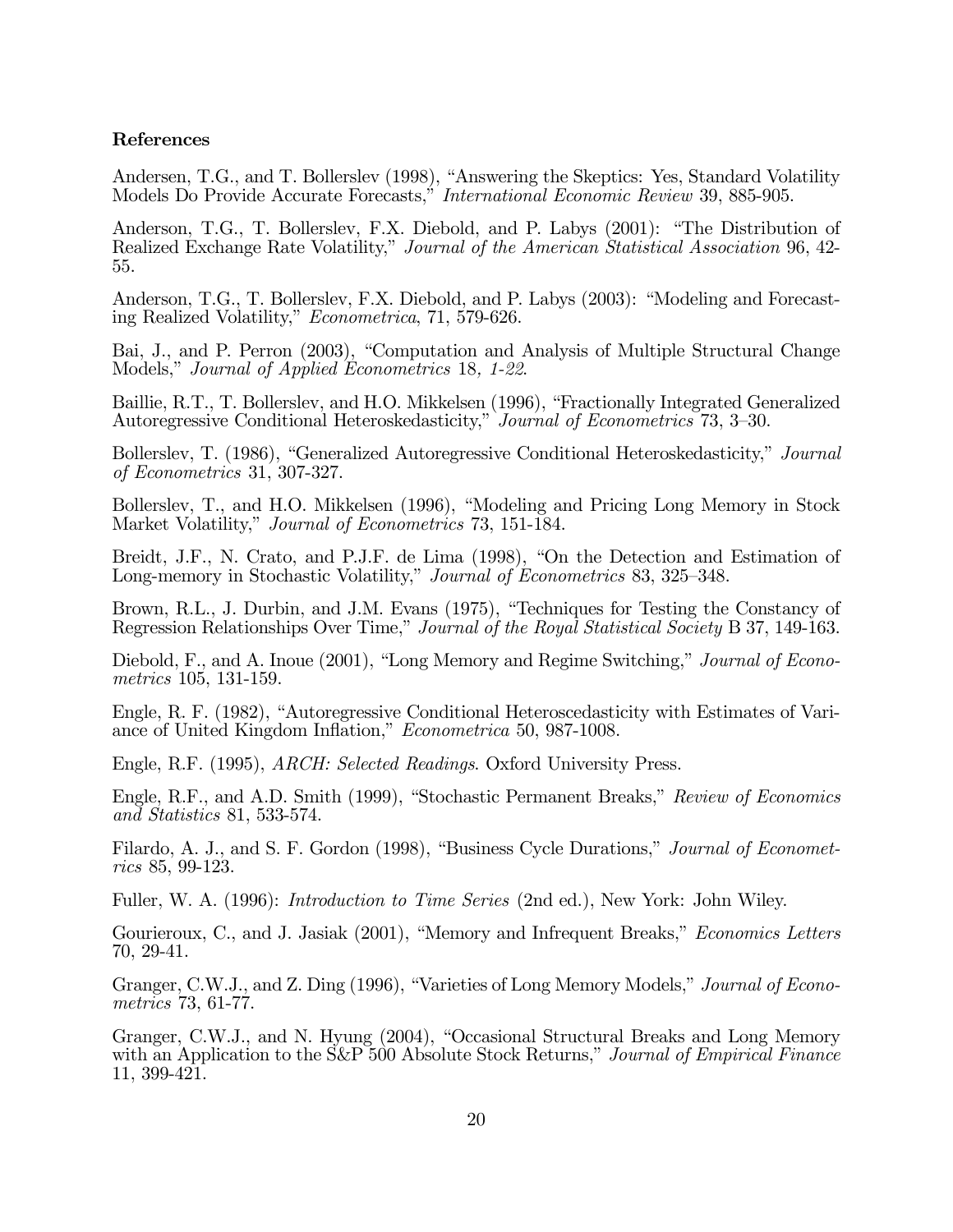**References**

Andersen, T.G., and T. Bollerslev (1998), "Answering the Skeptics: Yes, Standard Volatility Models Do Provide Accurate Forecasts," *International Economic Review* 39, 885-905.

Anderson, T.G., T. Bollerslev, F.X. Diebold, and P. Labys (2001): "The Distribution of Realized Exchange Rate Volatility," *Journal of the American Statistical Association* 96, 42-55.

Anderson, T.G., T. Bollerslev, F.X. Diebold, and P. Labys (2003): "Modeling and Forecasting Realized Volatility," *Econometrica*, 71, 579-626.

Bai, J., and P. Perron (2003), "Computation and Analysis of Multiple Structural Change Models," *Journal of Applied Econometrics* 18*, 1-22*.

Baillie, R.T., T. Bollerslev, and H.O. Mikkelsen (1996), "Fractionally Integrated Generalized Autoregressive Conditional Heteroskedasticity," *Journal of Econometrics* 73, 3–30.

Bollerslev, T. (1986), "Generalized Autoregressive Conditional Heteroskedasticity," *Journal of Econometrics* 31, 307-327.

Bollerslev, T., and H.O. Mikkelsen (1996), "Modeling and Pricing Long Memory in Stock Market Volatility," *Journal of Econometrics* 73, 151-184.

Breidt, J.F., N. Crato, and P.J.F. de Lima (1998), "On the Detection and Estimation of Long-memory in Stochastic Volatility," *Journal of Econometrics* 83, 325–348.

Brown, R.L., J. Durbin, and J.M. Evans (1975), "Techniques for Testing the Constancy of Regression Relationships Over Time," *Journal of the Royal Statistical Society* B 37, 149-163.

Diebold, F., and A. Inoue (2001), "Long Memory and Regime Switching," *Journal of Econometrics* 105, 131-159.

Engle, R. F. (1982), "Autoregressive Conditional Heteroscedasticity with Estimates of Variance of United Kingdom Inflation," *Econometrica* 50, 987-1008.

Engle, R.F. (1995), *ARCH: Selected Readings*. Oxford University Press.

Engle, R.F., and A.D. Smith (1999), "Stochastic Permanent Breaks," *Review of Economics and Statistics* 81, 533-574.

Filardo, A. J., and S. F. Gordon (1998), "Business Cycle Durations," *Journal of Econometrics* 85, 99-123.

Fuller, W. A. (1996): *Introduction to Time Series* (2nd ed.), New York: John Wiley.

Gourieroux, C., and J. Jasiak (2001), "Memory and Infrequent Breaks," *Economics Letters* 70, 29-41.

Granger, C.W.J., and Z. Ding (1996), "Varieties of Long Memory Models," *Journal of Econometrics* 73, 61-77.

Granger, C.W.J., and N. Hyung (2004), "Occasional Structural Breaks and Long Memory with an Application to the S&P 500 Absolute Stock Returns," *Journal of Empirical Finance* 11, 399-421.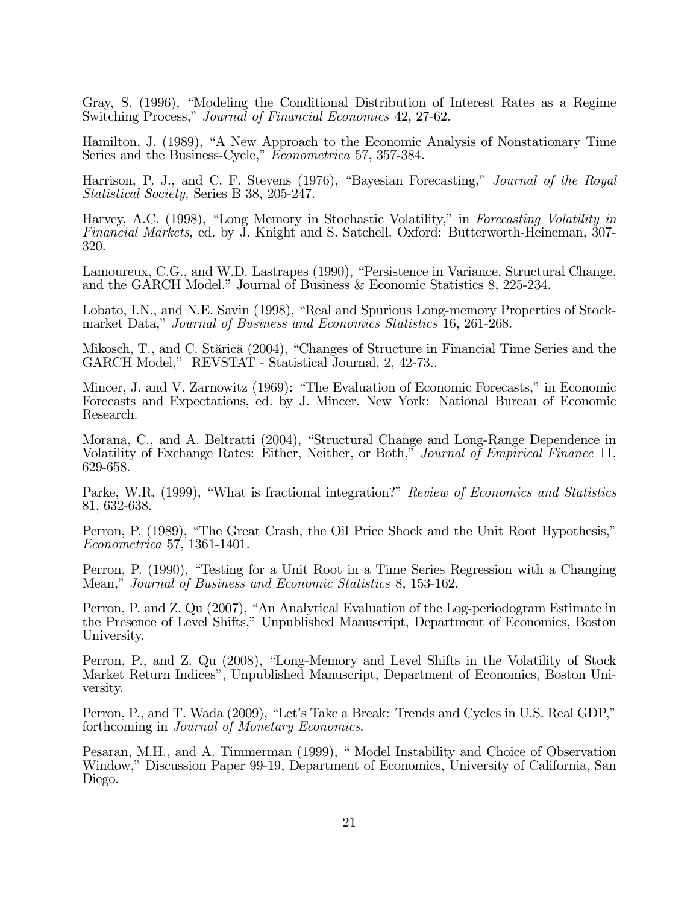Gray, S. (1996), "Modeling the Conditional Distribution of Interest Rates as a Regime Switching Process," *Journal of Financial Economics* 42, 27-62.

Hamilton, J. (1989), "A New Approach to the Economic Analysis of Nonstationary Time Series and the Business-Cycle," *Econometrica* 57, 357-384.

Harrison, P. J., and C. F. Stevens (1976), "Bayesian Forecasting," *Journal of the Royal Statistical Society,* Series B 38, 205-247.

Harvey, A.C. (1998), "Long Memory in Stochastic Volatility," in *Forecasting Volatility in Financial Markets,* ed. by J. Knight and S. Satchell. Oxford: Butterworth-Heineman, 307-320.

Lamoureux, C.G., and W.D. Lastrapes (1990), "Persistence in Variance, Structural Change, and the GARCH Model," Journal of Business & Economic Statistics 8, 225-234.

Lobato, I.N., and N.E. Savin (1998), "Real and Spurious Long-memory Properties of Stock-market Data," *Journal of Business and Economics Statistics* 16, 261-268.

Mikosch, T., and C. Stărică (2004), "Changes of Structure in Financial Time Series and the GARCH Model," REVSTAT - Statistical Journal, 2, 42-73..

Mincer, J. and V. Zarnowitz (1969): "The Evaluation of Economic Forecasts," in Economic Forecasts and Expectations, ed. by J. Mincer. New York: National Bureau of Economic Research.

Morana, C., and A. Beltratti (2004), "Structural Change and Long-Range Dependence in Volatility of Exchange Rates: Either, Neither, or Both," *Journal of Empirical Finance* 11, 629-658.

Parke, W.R. (1999), "What is fractional integration?" *Review of Economics and Statistics* 81, 632-638.

Perron, P. (1989), "The Great Crash, the Oil Price Shock and the Unit Root Hypothesis," *Econometrica* 57, 1361-1401.

Perron, P. (1990), "Testing for a Unit Root in a Time Series Regression with a Changing Mean," *Journal of Business and Economic Statistics* 8, 153-162.

Perron, P. and Z. Qu (2007), "An Analytical Evaluation of the Log-periodogram Estimate in the Presence of Level Shifts," Unpublished Manuscript, Department of Economics, Boston University.

Perron, P., and Z. Qu (2008), "Long-Memory and Level Shifts in the Volatility of Stock Market Return Indices", Unpublished Manuscript, Department of Economics, Boston University.

Perron, P., and T. Wada (2009), "Let's Take a Break: Trends and Cycles in U.S. Real GDP," forthcoming in *Journal of Monetary Economics*.

Pesaran, M.H., and A. Timmerman (1999), " Model Instability and Choice of Observation Window," Discussion Paper 99-19, Department of Economics, University of California, San Diego.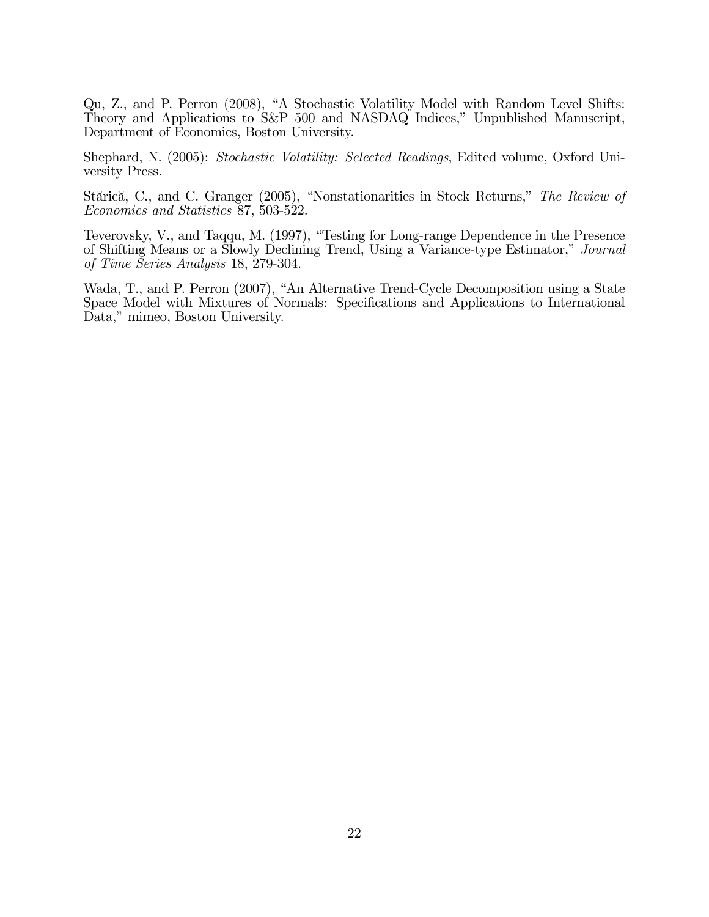Qu, Z., and P. Perron (2008), "A Stochastic Volatility Model with Random Level Shifts: Theory and Applications to S&P 500 and NASDAQ Indices," Unpublished Manuscript, Department of Economics, Boston University.

Shephard, N. (2005): *Stochastic Volatility: Selected Readings*, Edited volume, Oxford University Press.

Stărică, C., and C. Granger (2005), "Nonstationarities in Stock Returns," *The Review of Economics and Statistics* 87, 503-522.

Teverovsky, V., and Taqqu, M. (1997), "Testing for Long-range Dependence in the Presence of Shifting Means or a Slowly Declining Trend, Using a Variance-type Estimator," *Journal of Time Series Analysis* 18, 279-304.

Wada, T., and P. Perron (2007), "An Alternative Trend-Cycle Decomposition using a State Space Model with Mixtures of Normals: Specifications and Applications to International Data," mimeo, Boston University.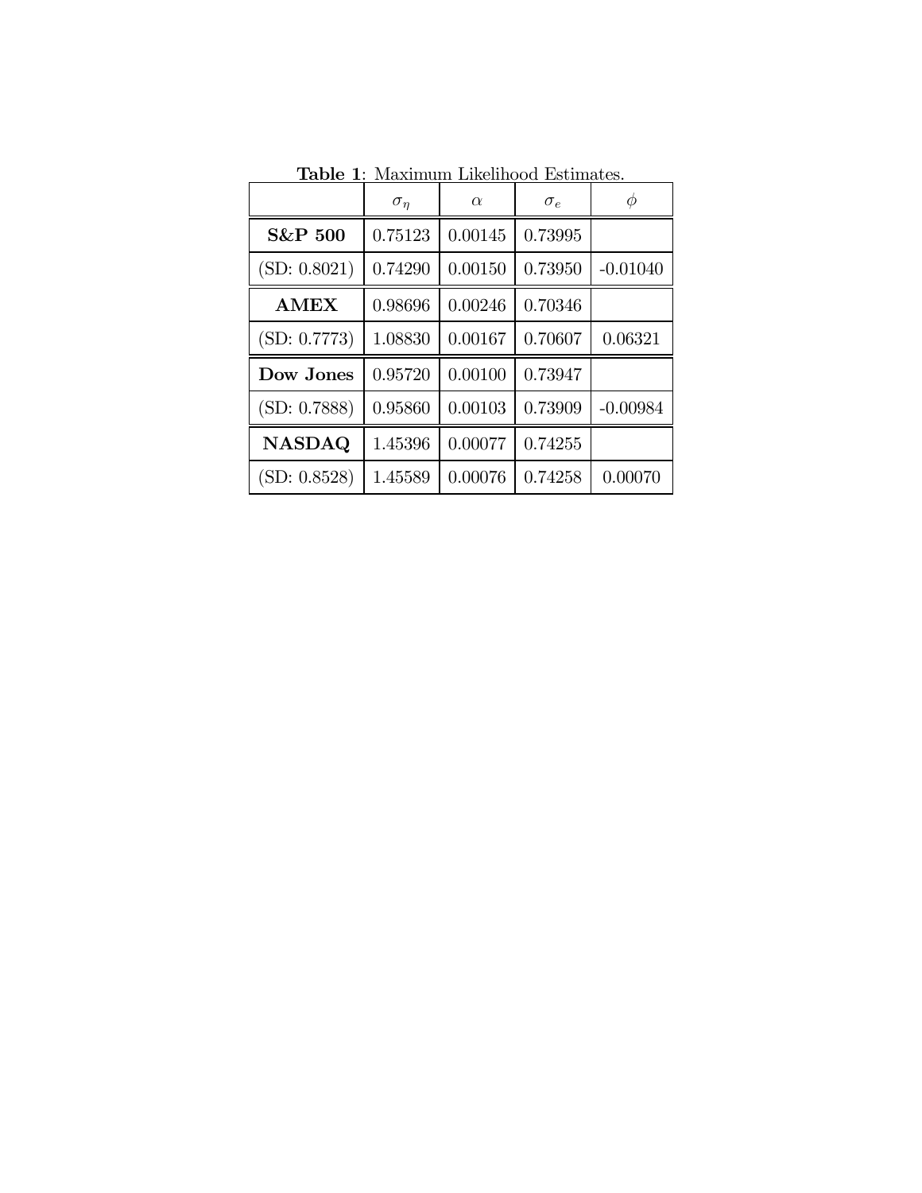**Table 1**: Maximum Likelihood Estimates.

| | $\sigma_\eta$ | $\alpha$ | $\sigma_e$ | $\phi$ |
|---|---|---|---|---|
| **S&P 500** | 0.75123 | 0.00145 | 0.73995 | |
| (SD: 0.8021) | 0.74290 | 0.00150 | 0.73950 | -0.01040 |
| **AMEX** | 0.98696 | 0.00246 | 0.70346 | |
| (SD: 0.7773) | 1.08830 | 0.00167 | 0.70607 | 0.06321 |
| **Dow Jones** | 0.95720 | 0.00100 | 0.73947 | |
| (SD: 0.7888) | 0.95860 | 0.00103 | 0.73909 | -0.00984 |
| **NASDAQ** | 1.45396 | 0.00077 | 0.74255 | |
| (SD: 0.8528) | 1.45589 | 0.00076 | 0.74258 | 0.00070 |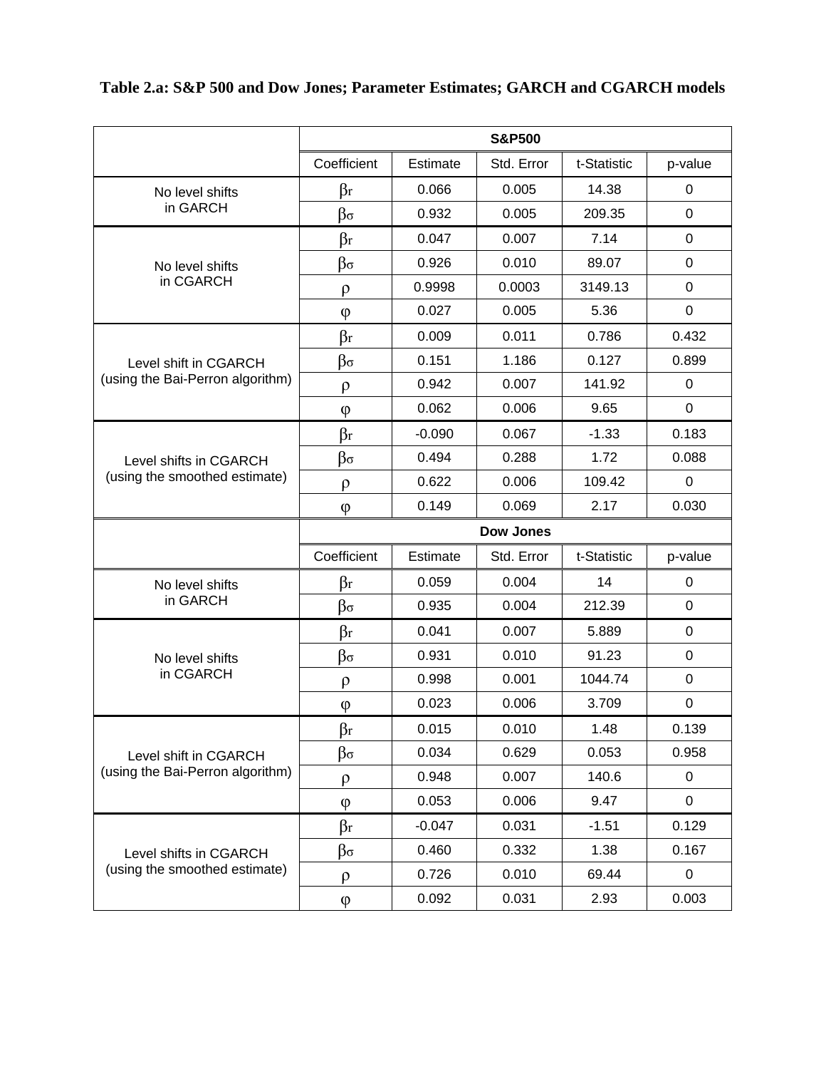**Table 2.a: S&P 500 and Dow Jones; Parameter Estimates; GARCH and CGARCH models**

| | S&P500 | | | | |
|---|---|---|---|---|---|
| | Coefficient | Estimate | Std. Error | t-Statistic | p-value |
| No level shifts in GARCH | $\beta_r$ | 0.066 | 0.005 | 14.38 | 0 |
| | $\beta_\sigma$ | 0.932 | 0.005 | 209.35 | 0 |
| No level shifts in CGARCH | $\beta_r$ | 0.047 | 0.007 | 7.14 | 0 |
| | $\beta_\sigma$ | 0.926 | 0.010 | 89.07 | 0 |
| | $\rho$ | 0.9998 | 0.0003 | 3149.13 | 0 |
| | $\varphi$ | 0.027 | 0.005 | 5.36 | 0 |
| Level shift in CGARCH (using the Bai-Perron algorithm) | $\beta_r$ | 0.009 | 0.011 | 0.786 | 0.432 |
| | $\beta_\sigma$ | 0.151 | 1.186 | 0.127 | 0.899 |
| | $\rho$ | 0.942 | 0.007 | 141.92 | 0 |
| | $\varphi$ | 0.062 | 0.006 | 9.65 | 0 |
| Level shifts in CGARCH (using the smoothed estimate) | $\beta_r$ | -0.090 | 0.067 | -1.33 | 0.183 |
| | $\beta_\sigma$ | 0.494 | 0.288 | 1.72 | 0.088 |
| | $\rho$ | 0.622 | 0.006 | 109.42 | 0 |
| | $\varphi$ | 0.149 | 0.069 | 2.17 | 0.030 |
| | **Dow Jones** | | | | |
| | Coefficient | Estimate | Std. Error | t-Statistic | p-value |
| No level shifts in GARCH | $\beta_r$ | 0.059 | 0.004 | 14 | 0 |
| | $\beta_\sigma$ | 0.935 | 0.004 | 212.39 | 0 |
| No level shifts in CGARCH | $\beta_r$ | 0.041 | 0.007 | 5.889 | 0 |
| | $\beta_\sigma$ | 0.931 | 0.010 | 91.23 | 0 |
| | $\rho$ | 0.998 | 0.001 | 1044.74 | 0 |
| | $\varphi$ | 0.023 | 0.006 | 3.709 | 0 |
| Level shift in CGARCH (using the Bai-Perron algorithm) | $\beta_r$ | 0.015 | 0.010 | 1.48 | 0.139 |
| | $\beta_\sigma$ | 0.034 | 0.629 | 0.053 | 0.958 |
| | $\rho$ | 0.948 | 0.007 | 140.6 | 0 |
| | $\varphi$ | 0.053 | 0.006 | 9.47 | 0 |
| Level shifts in CGARCH (using the smoothed estimate) | $\beta_r$ | -0.047 | 0.031 | -1.51 | 0.129 |
| | $\beta_\sigma$ | 0.460 | 0.332 | 1.38 | 0.167 |
| | $\rho$ | 0.726 | 0.010 | 69.44 | 0 |
| | $\varphi$ | 0.092 | 0.031 | 2.93 | 0.003 |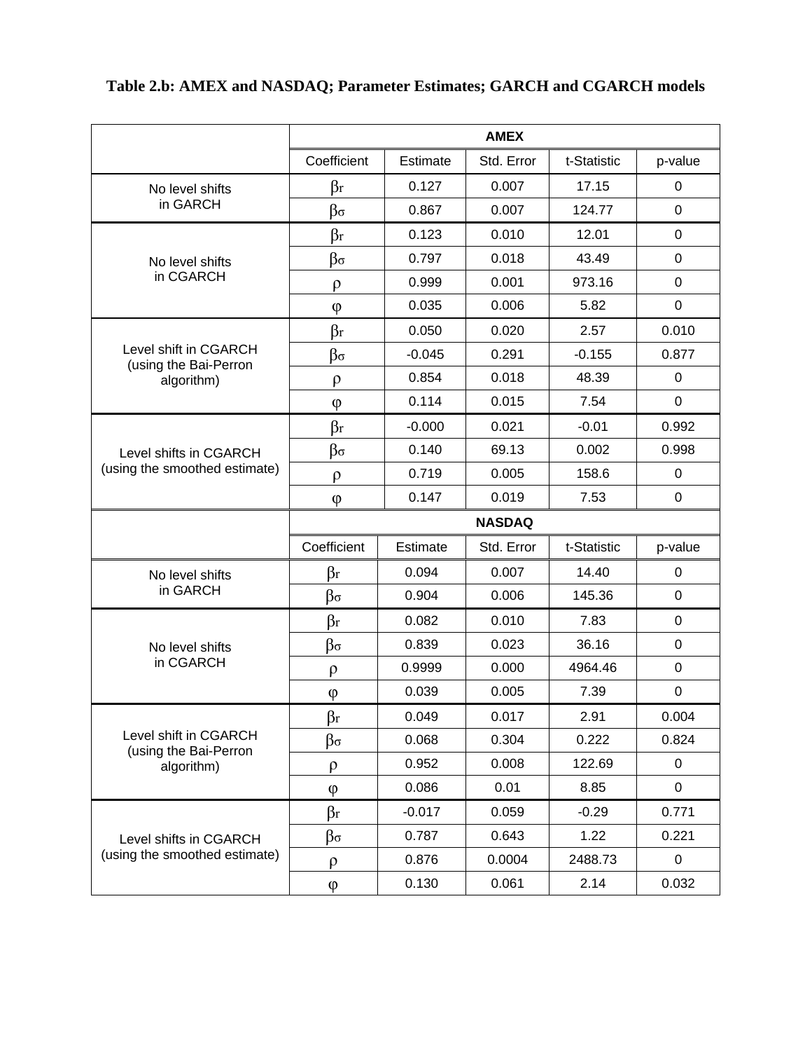**Table 2.b: AMEX and NASDAQ; Parameter Estimates; GARCH and CGARCH models**

| | AMEX | | | | |
|---|---|---|---|---|---|
| | Coefficient | Estimate | Std. Error | t-Statistic | p-value |
| No level shifts in GARCH | $\beta_r$ | 0.127 | 0.007 | 17.15 | 0 |
| | $\beta_\sigma$ | 0.867 | 0.007 | 124.77 | 0 |
| No level shifts in CGARCH | $\beta_r$ | 0.123 | 0.010 | 12.01 | 0 |
| | $\beta_\sigma$ | 0.797 | 0.018 | 43.49 | 0 |
| | $\rho$ | 0.999 | 0.001 | 973.16 | 0 |
| | $\varphi$ | 0.035 | 0.006 | 5.82 | 0 |
| Level shift in CGARCH (using the Bai-Perron algorithm) | $\beta_r$ | 0.050 | 0.020 | 2.57 | 0.010 |
| | $\beta_\sigma$ | -0.045 | 0.291 | -0.155 | 0.877 |
| | $\rho$ | 0.854 | 0.018 | 48.39 | 0 |
| | $\varphi$ | 0.114 | 0.015 | 7.54 | 0 |
| Level shifts in CGARCH (using the smoothed estimate) | $\beta_r$ | -0.000 | 0.021 | -0.01 | 0.992 |
| | $\beta_\sigma$ | 0.140 | 69.13 | 0.002 | 0.998 |
| | $\rho$ | 0.719 | 0.005 | 158.6 | 0 |
| | $\varphi$ | 0.147 | 0.019 | 7.53 | 0 |
| | **NASDAQ** | | | | |
| | Coefficient | Estimate | Std. Error | t-Statistic | p-value |
| No level shifts in GARCH | $\beta_r$ | 0.094 | 0.007 | 14.40 | 0 |
| | $\beta_\sigma$ | 0.904 | 0.006 | 145.36 | 0 |
| No level shifts in CGARCH | $\beta_r$ | 0.082 | 0.010 | 7.83 | 0 |
| | $\beta_\sigma$ | 0.839 | 0.023 | 36.16 | 0 |
| | $\rho$ | 0.9999 | 0.000 | 4964.46 | 0 |
| | $\varphi$ | 0.039 | 0.005 | 7.39 | 0 |
| Level shift in CGARCH (using the Bai-Perron algorithm) | $\beta_r$ | 0.049 | 0.017 | 2.91 | 0.004 |
| | $\beta_\sigma$ | 0.068 | 0.304 | 0.222 | 0.824 |
| | $\rho$ | 0.952 | 0.008 | 122.69 | 0 |
| | $\varphi$ | 0.086 | 0.01 | 8.85 | 0 |
| Level shifts in CGARCH (using the smoothed estimate) | $\beta_r$ | -0.017 | 0.059 | -0.29 | 0.771 |
| | $\beta_\sigma$ | 0.787 | 0.643 | 1.22 | 0.221 |
| | $\rho$ | 0.876 | 0.0004 | 2488.73 | 0 |
| | $\varphi$ | 0.130 | 0.061 | 2.14 | 0.032 |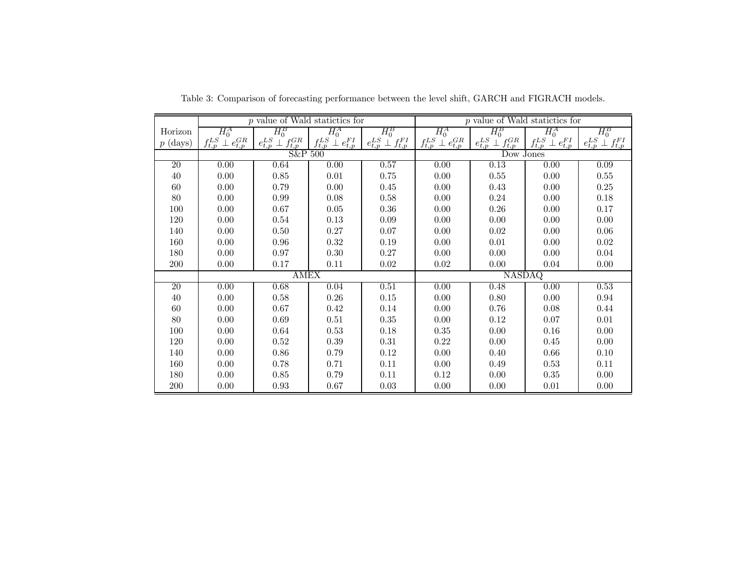Table 3: Comparison of forecasting performance between the level shift, GARCH and FIGRACH models.

| Horizon | $p$ value of Wald statictics for | | | | $p$ value of Wald statictics for | | | |
|---|---|---|---|---|---|---|---|---|
| | $H_0^A$ | $H_0^B$ | $H_0^A$ | $H_0^B$ | $H_0^A$ | $H_0^B$ | $H_0^A$ | $H_0^B$ |
| $p$ (days) | $f_{t,p}^{LS} \perp e_{t,p}^{GR}$ | $e_{t,p}^{LS} \perp f_{t,p}^{GR}$ | $f_{t,p}^{LS} \perp e_{t,p}^{FI}$ | $e_{t,p}^{LS} \perp f_{t,p}^{FI}$ | $f_{t,p}^{LS} \perp e_{t,p}^{GR}$ | $e_{t,p}^{LS} \perp f_{t,p}^{GR}$ | $f_{t,p}^{LS} \perp e_{t,p}^{FI}$ | $e_{t,p}^{LS} \perp f_{t,p}^{FI}$ |
| | S&P 500 | | | | Dow Jones | | | |
| 20 | 0.00 | 0.64 | 0.00 | 0.57 | 0.00 | 0.13 | 0.00 | 0.09 |
| 40 | 0.00 | 0.85 | 0.01 | 0.75 | 0.00 | 0.55 | 0.00 | 0.55 |
| 60 | 0.00 | 0.79 | 0.00 | 0.45 | 0.00 | 0.43 | 0.00 | 0.25 |
| 80 | 0.00 | 0.99 | 0.08 | 0.58 | 0.00 | 0.24 | 0.00 | 0.18 |
| 100 | 0.00 | 0.67 | 0.05 | 0.36 | 0.00 | 0.26 | 0.00 | 0.17 |
| 120 | 0.00 | 0.54 | 0.13 | 0.09 | 0.00 | 0.00 | 0.00 | 0.00 |
| 140 | 0.00 | 0.50 | 0.27 | 0.07 | 0.00 | 0.02 | 0.00 | 0.06 |
| 160 | 0.00 | 0.96 | 0.32 | 0.19 | 0.00 | 0.01 | 0.00 | 0.02 |
| 180 | 0.00 | 0.97 | 0.30 | 0.27 | 0.00 | 0.00 | 0.00 | 0.04 |
| 200 | 0.00 | 0.17 | 0.11 | 0.02 | 0.02 | 0.00 | 0.04 | 0.00 |
| | AMEX | | | | NASDAQ | | | |
| 20 | 0.00 | 0.68 | 0.04 | 0.51 | 0.00 | 0.48 | 0.00 | 0.53 |
| 40 | 0.00 | 0.58 | 0.26 | 0.15 | 0.00 | 0.80 | 0.00 | 0.94 |
| 60 | 0.00 | 0.67 | 0.42 | 0.14 | 0.00 | 0.76 | 0.08 | 0.44 |
| 80 | 0.00 | 0.69 | 0.51 | 0.35 | 0.00 | 0.12 | 0.07 | 0.01 |
| 100 | 0.00 | 0.64 | 0.53 | 0.18 | 0.35 | 0.00 | 0.16 | 0.00 |
| 120 | 0.00 | 0.52 | 0.39 | 0.31 | 0.22 | 0.00 | 0.45 | 0.00 |
| 140 | 0.00 | 0.86 | 0.79 | 0.12 | 0.00 | 0.40 | 0.66 | 0.10 |
| 160 | 0.00 | 0.78 | 0.71 | 0.11 | 0.00 | 0.49 | 0.53 | 0.11 |
| 180 | 0.00 | 0.85 | 0.79 | 0.11 | 0.12 | 0.00 | 0.35 | 0.00 |
| 200 | 0.00 | 0.93 | 0.67 | 0.03 | 0.00 | 0.00 | 0.01 | 0.00 |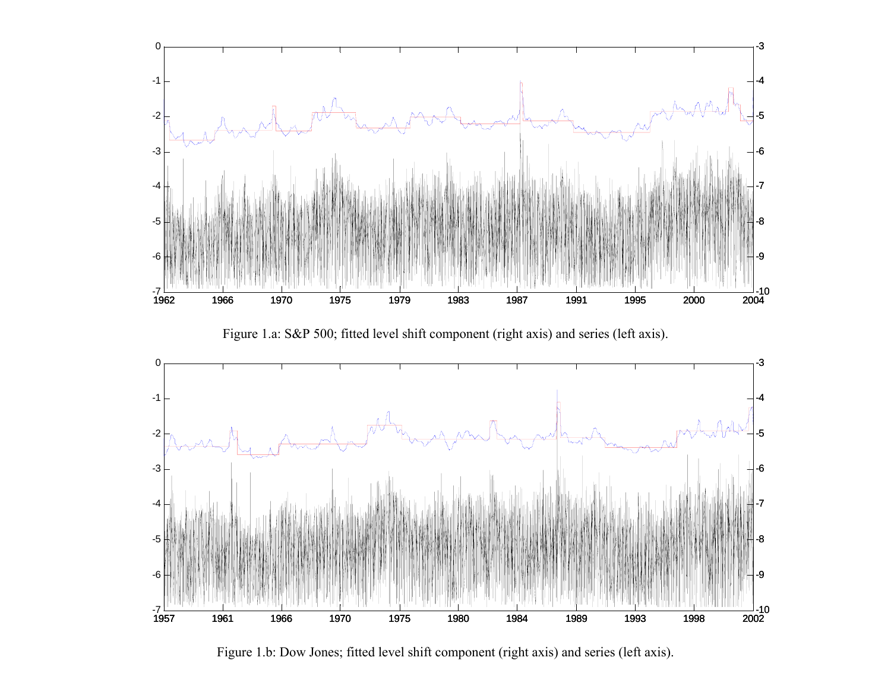Figure 1.a: S&P 500; fitted level shift component (right axis) and series (left axis).

Figure 1.b: Dow Jones; fitted level shift component (right axis) and series (left axis).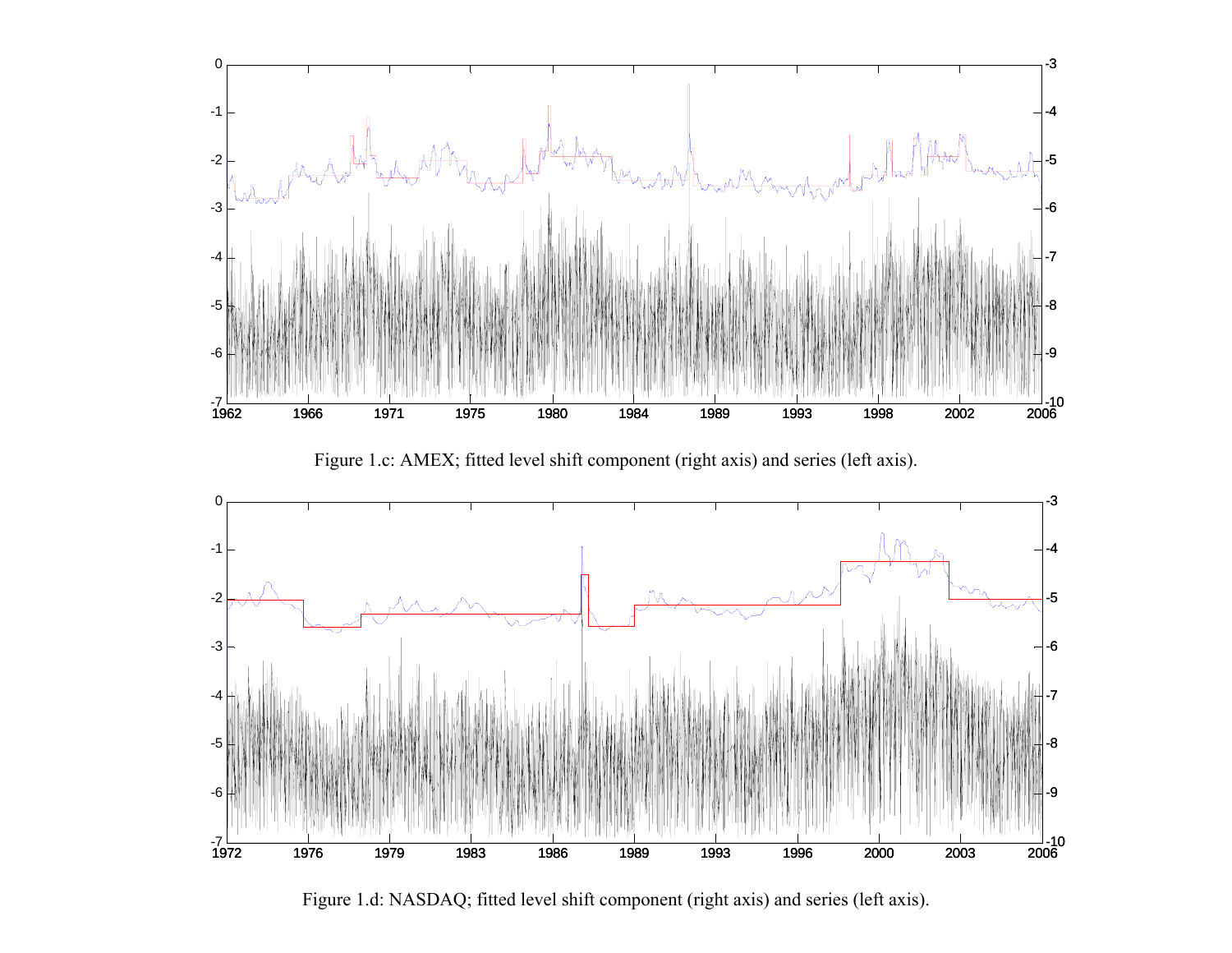Figure 1.c: AMEX; fitted level shift component (right axis) and series (left axis).

Figure 1.d: NASDAQ; fitted level shift component (right axis) and series (left axis).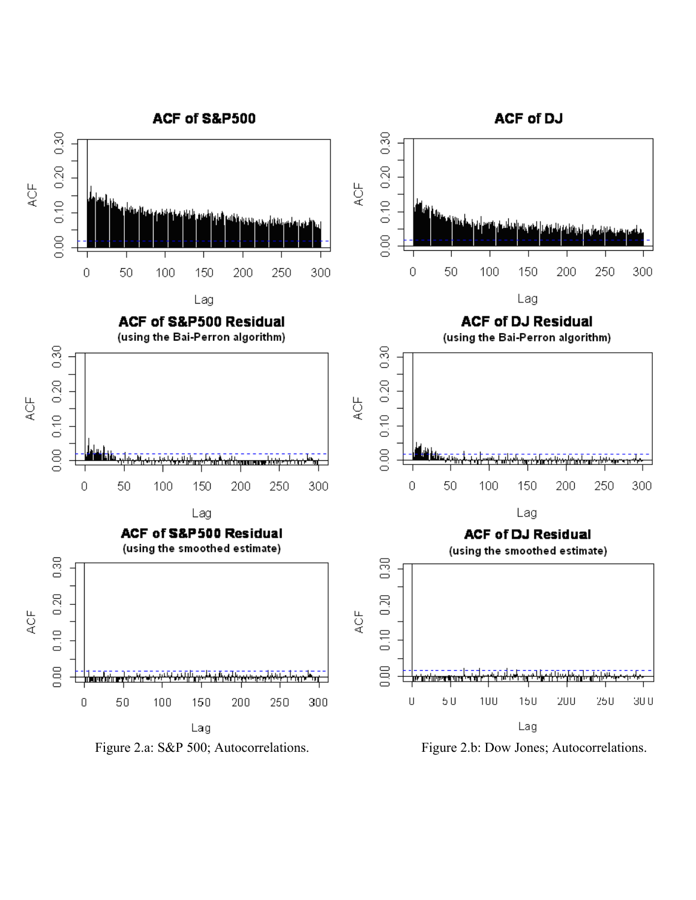Figure 2.a: S&P 500; Autocorrelations.

Figure 2.b: Dow Jones; Autocorrelations.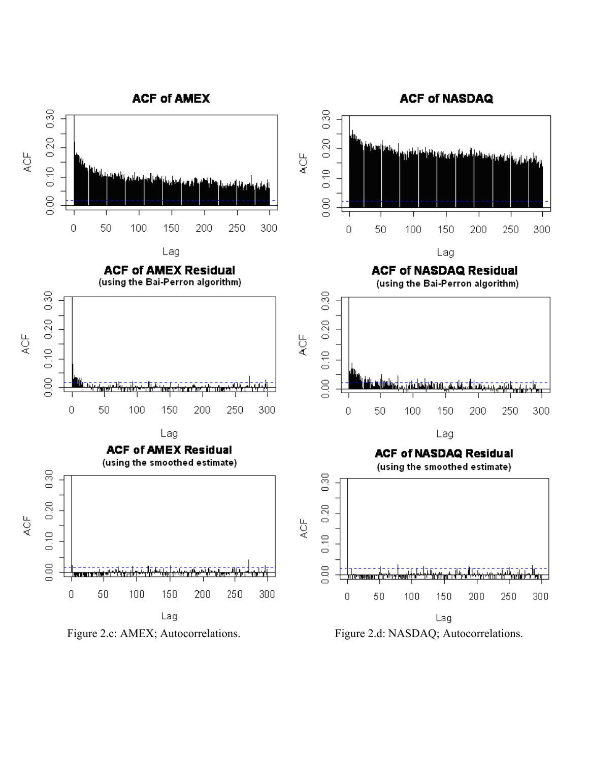Figure 2.c: AMEX; Autocorrelations.

Figure 2.d: NASDAQ; Autocorrelations.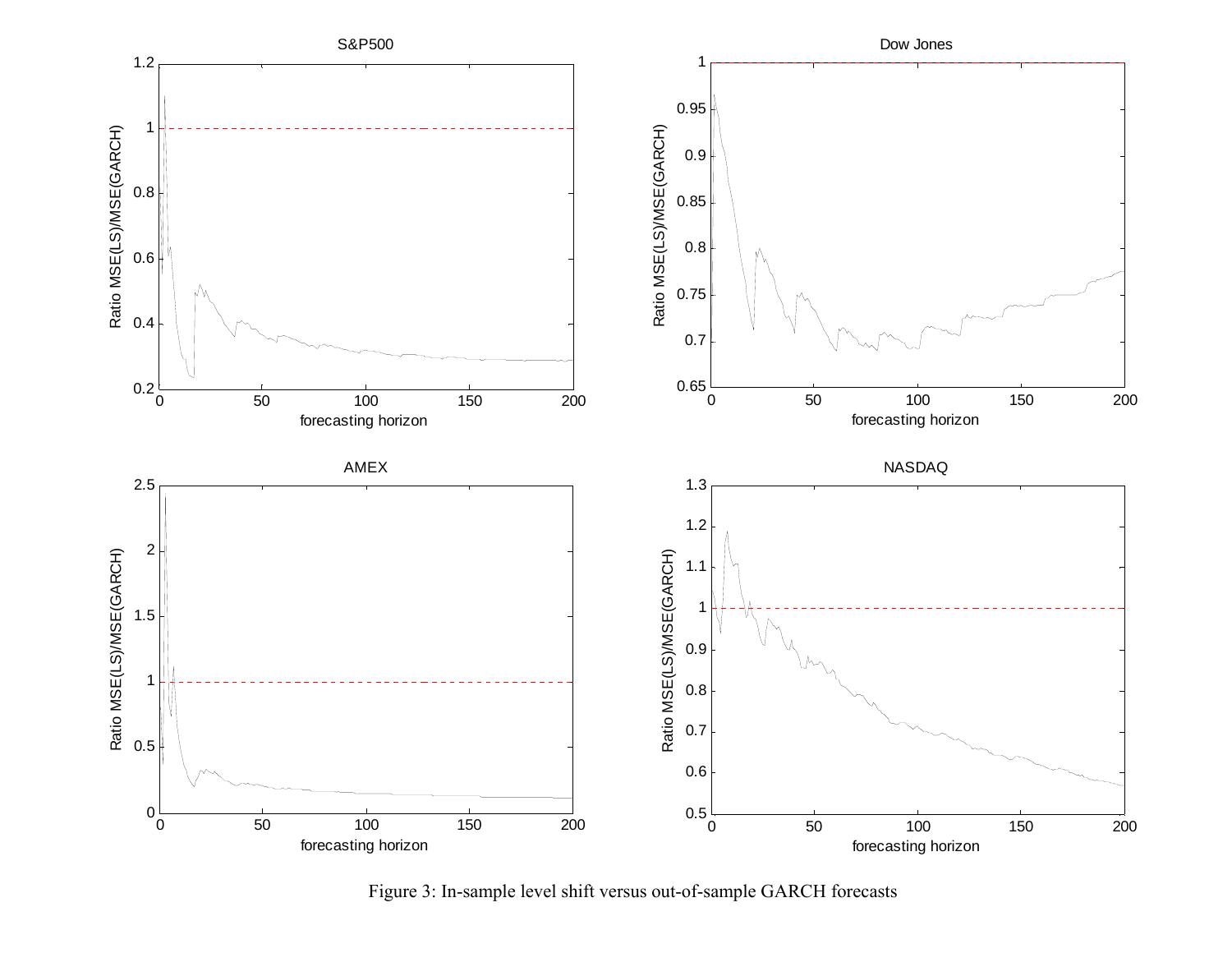Figure 3: In-sample level shift versus out-of-sample GARCH forecasts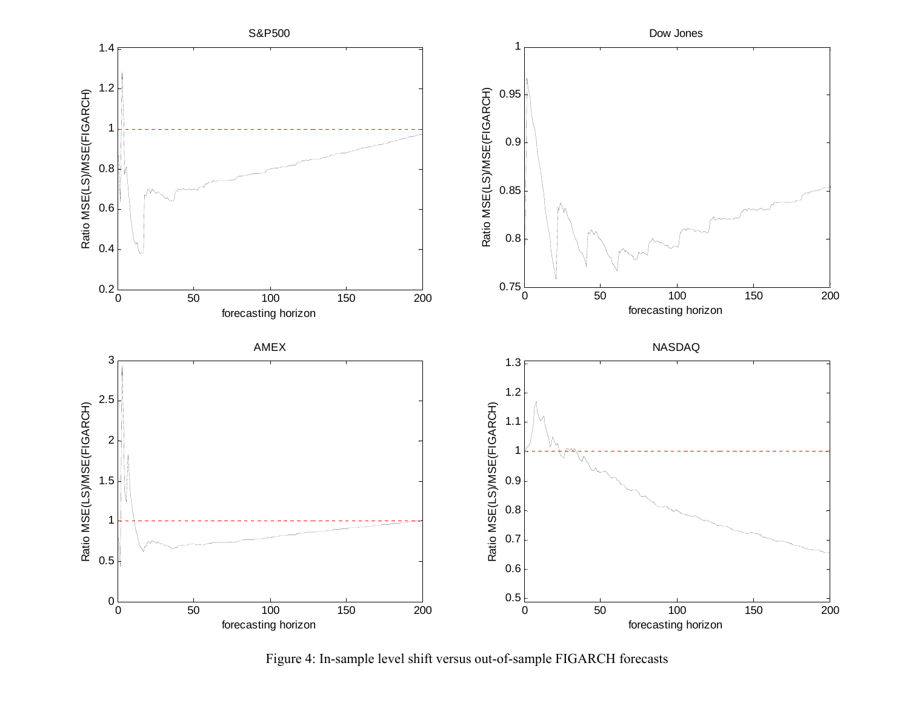Figure 4: In-sample level shift versus out-of-sample FIGARCH forecasts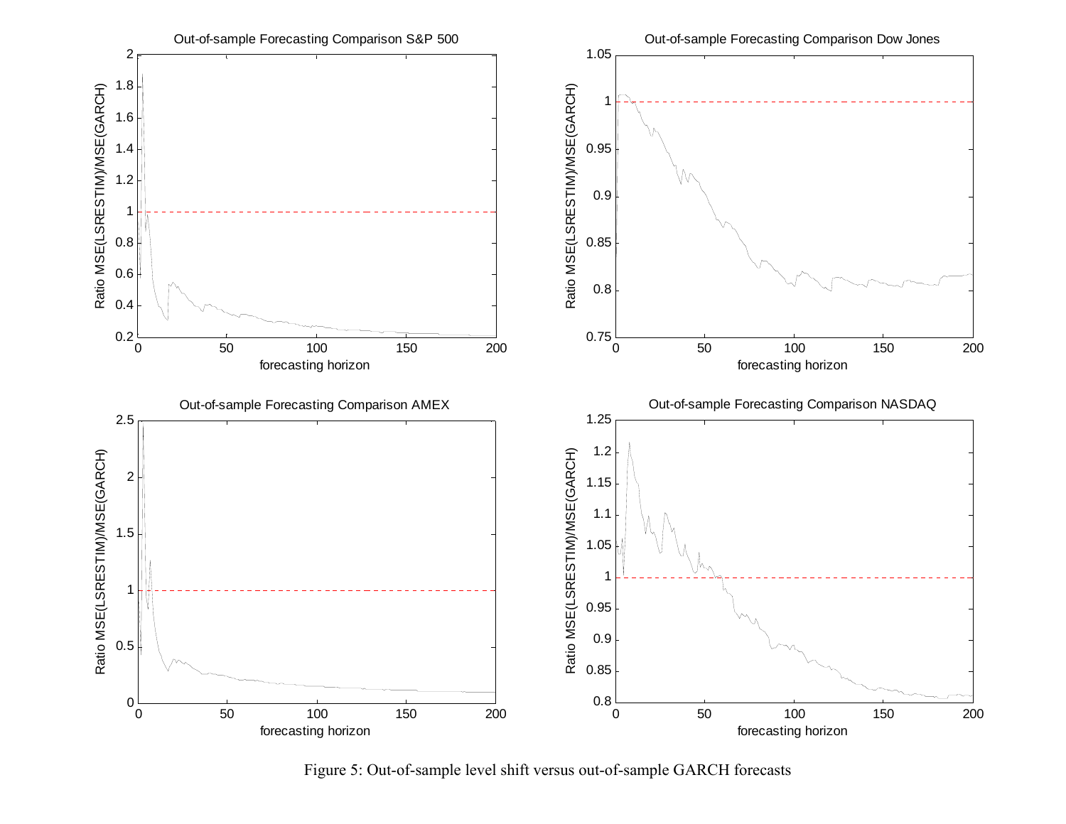Figure 5: Out-of-sample level shift versus out-of-sample GARCH forecasts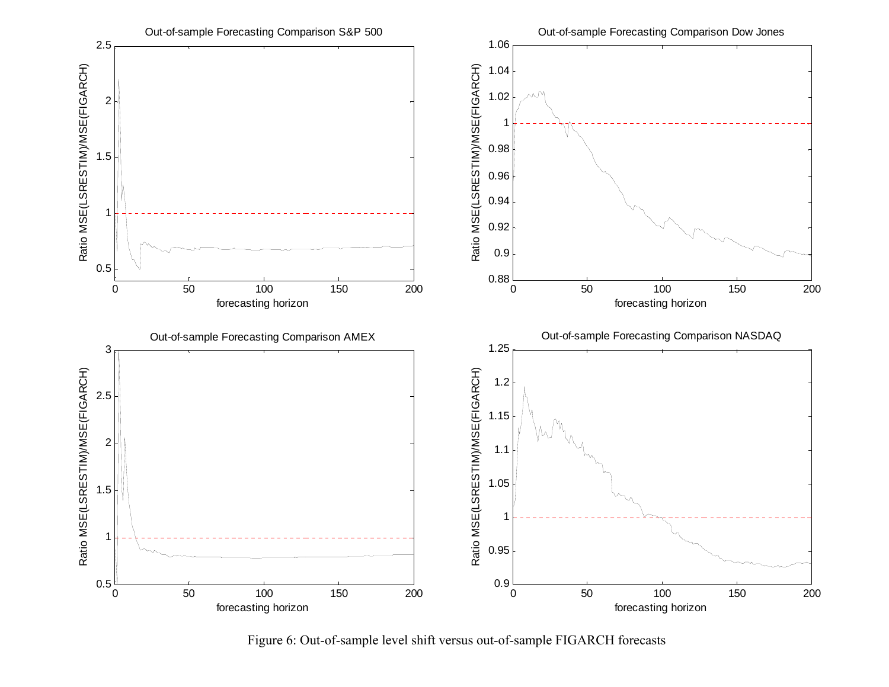Out-of-sample Forecasting Comparison S&P 500

Ratio MSE(LSRESTIM)/MSE(FIGARCH)

2.5
2
1.5
1
0.5

0 50 100 150 200

forecasting horizon

Out-of-sample Forecasting Comparison Dow Jones

Ratio MSE(LSRESTIM)/MSE(FIGARCH)

1.06
1.04
1.02
1
0.98
0.96
0.94
0.92
0.9
0.88

0 50 100 150 200

forecasting horizon

Out-of-sample Forecasting Comparison AMEX

Ratio MSE(LSRESTIM)/MSE(FIGARCH)

3
2.5
2
1.5
1
0.5

0 50 100 150 200

forecasting horizon

Out-of-sample Forecasting Comparison NASDAQ

Ratio MSE(LSRESTIM)/MSE(FIGARCH)

1.25
1.2
1.15
1.1
1.05
1
0.95
0.9

0 50 100 150 200

forecasting horizon

Figure 6: Out-of-sample level shift versus out-of-sample FIGARCH forecasts